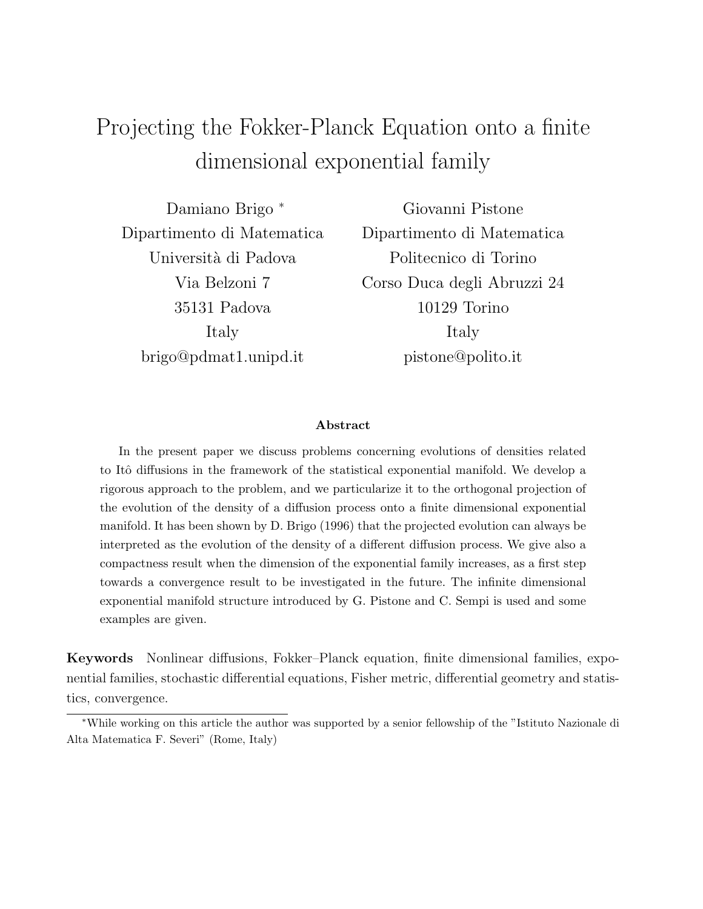# Projecting the Fokker-Planck Equation onto a finite dimensional exponential family

Damiano Brigo *
Dipartimento di Matematica
Università di Padova
Via Belzoni 7
35131 Padova
Italy
brigo@pdmat1.unipd.it

Giovanni Pistone
Dipartimento di Matematica
Politecnico di Torino
Corso Duca degli Abruzzi 24
10129 Torino
Italy
pistone@polito.it

### Abstract

In the present paper we discuss problems concerning evolutions of densities related to Itô diffusions in the framework of the statistical exponential manifold. We develop a rigorous approach to the problem, and we particularize it to the orthogonal projection of the evolution of the density of a diffusion process onto a finite dimensional exponential manifold. It has been shown by D. Brigo (1996) that the projected evolution can always be interpreted as the evolution of the density of a different diffusion process. We give also a compactness result when the dimension of the exponential family increases, as a first step towards a convergence result to be investigated in the future. The infinite dimensional exponential manifold structure introduced by G. Pistone and C. Sempi is used and some examples are given.

**Keywords** Nonlinear diffusions, Fokker–Planck equation, finite dimensional families, exponential families, stochastic differential equations, Fisher metric, differential geometry and statistics, convergence.

*While working on this article the author was supported by a senior fellowship of the "Istituto Nazionale di Alta Matematica F. Severi" (Rome, Italy)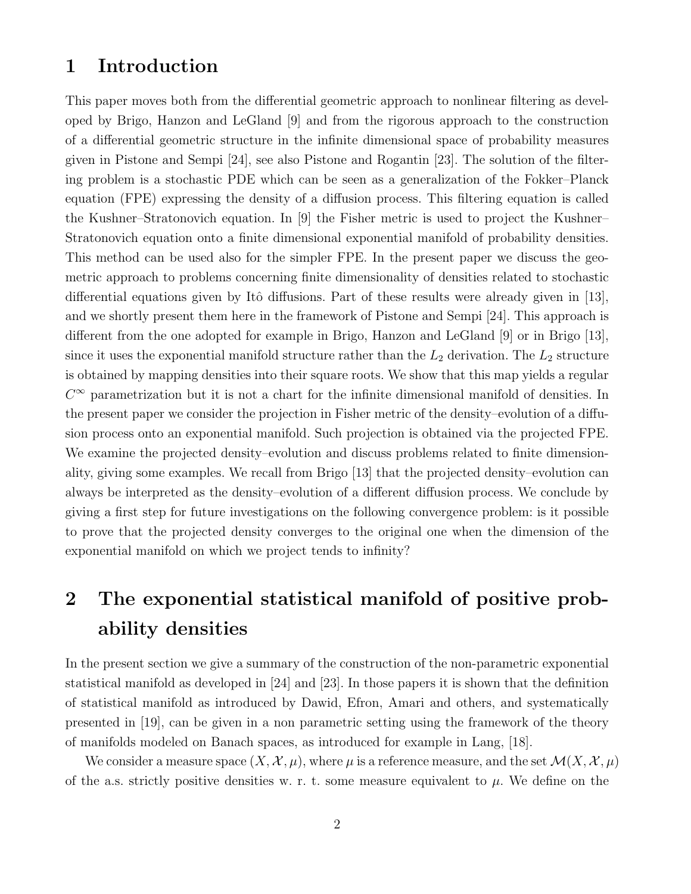# 1 Introduction

This paper moves both from the differential geometric approach to nonlinear filtering as developed by Brigo, Hanzon and LeGland [9] and from the rigorous approach to the construction of a differential geometric structure in the infinite dimensional space of probability measures given in Pistone and Sempi [24], see also Pistone and Rogantin [23]. The solution of the filtering problem is a stochastic PDE which can be seen as a generalization of the Fokker–Planck equation (FPE) expressing the density of a diffusion process. This filtering equation is called the Kushner–Stratonovich equation. In [9] the Fisher metric is used to project the Kushner–Stratonovich equation onto a finite dimensional exponential manifold of probability densities. This method can be used also for the simpler FPE. In the present paper we discuss the geometric approach to problems concerning finite dimensionality of densities related to stochastic differential equations given by Itô diffusions. Part of these results were already given in [13], and we shortly present them here in the framework of Pistone and Sempi [24]. This approach is different from the one adopted for example in Brigo, Hanzon and LeGland [9] or in Brigo [13], since it uses the exponential manifold structure rather than the $L_2$ derivation. The $L_2$ structure is obtained by mapping densities into their square roots. We show that this map yields a regular $C^\infty$ parametrization but it is not a chart for the infinite dimensional manifold of densities. In the present paper we consider the projection in Fisher metric of the density–evolution of a diffusion process onto an exponential manifold. Such projection is obtained via the projected FPE. We examine the projected density–evolution and discuss problems related to finite dimensionality, giving some examples. We recall from Brigo [13] that the projected density–evolution can always be interpreted as the density–evolution of a different diffusion process. We conclude by giving a first step for future investigations on the following convergence problem: is it possible to prove that the projected density converges to the original one when the dimension of the exponential manifold on which we project tends to infinity?

# 2 The exponential statistical manifold of positive probability densities

In the present section we give a summary of the construction of the non-parametric exponential statistical manifold as developed in [24] and [23]. In those papers it is shown that the definition of statistical manifold as introduced by Dawid, Efron, Amari and others, and systematically presented in [19], can be given in a non parametric setting using the framework of the theory of manifolds modeled on Banach spaces, as introduced for example in Lang, [18].

We consider a measure space $(X, \mathcal{X}, \mu)$, where $\mu$ is a reference measure, and the set $\mathcal{M}(X, \mathcal{X}, \mu)$ of the a.s. strictly positive densities w. r. t. some measure equivalent to $\mu$. We define on the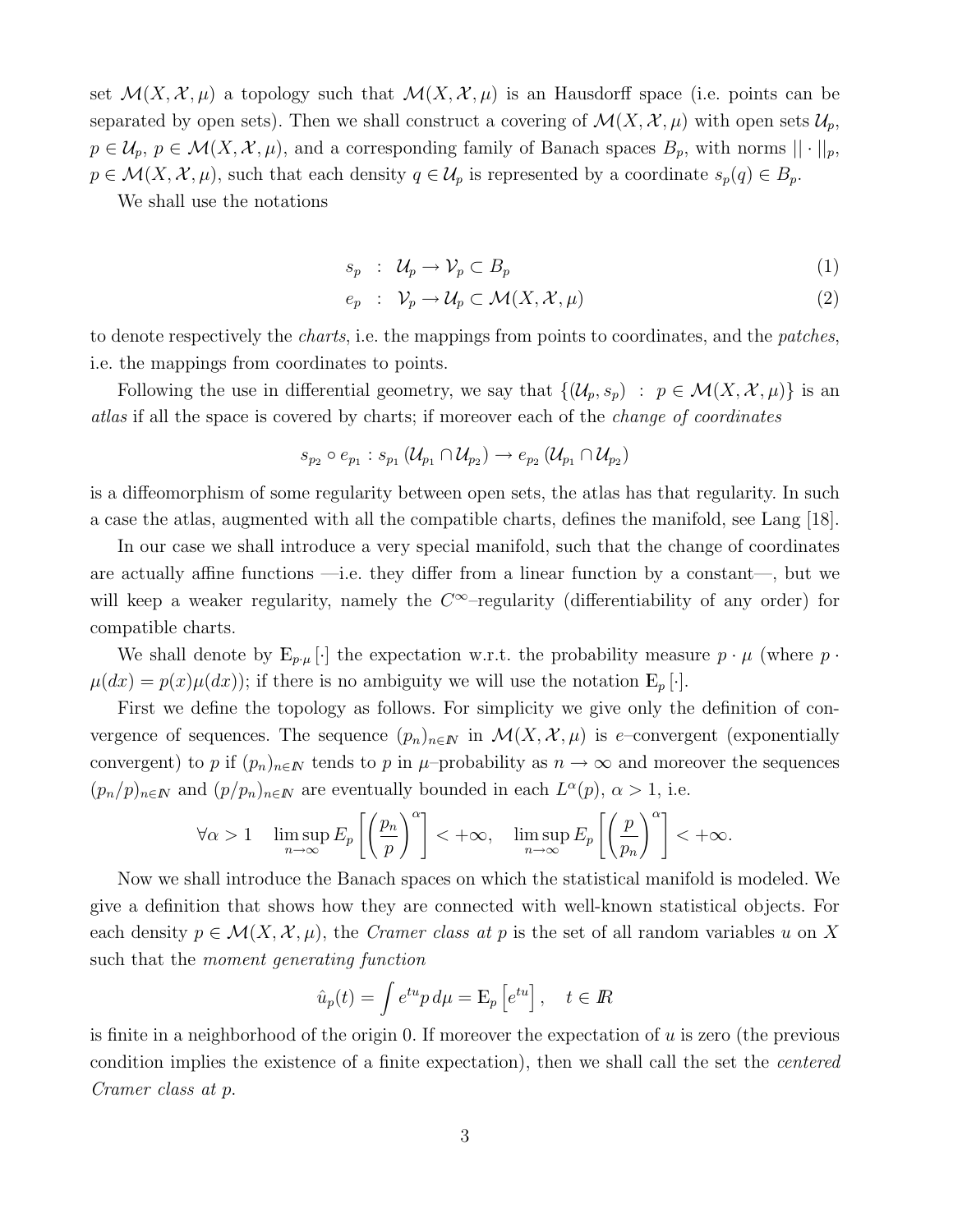set $\mathcal{M}(X, \mathcal{X}, \mu)$ a topology such that $\mathcal{M}(X, \mathcal{X}, \mu)$ is an Hausdorff space (i.e. points can be separated by open sets). Then we shall construct a covering of $\mathcal{M}(X, \mathcal{X}, \mu)$ with open sets $\mathcal{U}_p$, $p \in \mathcal{U}_p$, $p \in \mathcal{M}(X, \mathcal{X}, \mu)$, and a corresponding family of Banach spaces $B_p$, with norms $||\cdot||_p$, $p \in \mathcal{M}(X, \mathcal{X}, \mu)$, such that each density $q \in \mathcal{U}_p$ is represented by a coordinate $s_p(q) \in B_p$.

We shall use the notations

$$s_p \;:\; \mathcal{U}_p \to \mathcal{V}_p \subset B_p \tag{1}$$

$$e_p \;:\; \mathcal{V}_p \to \mathcal{U}_p \subset \mathcal{M}(X, \mathcal{X}, \mu) \tag{2}$$

to denote respectively the *charts*, i.e. the mappings from points to coordinates, and the *patches*, i.e. the mappings from coordinates to points.

Following the use in differential geometry, we say that $\{(\mathcal{U}_p, s_p) \;:\; p \in \mathcal{M}(X, \mathcal{X}, \mu)\}$ is an *atlas* if all the space is covered by charts; if moreover each of the *change of coordinates*

$$s_{p_2} \circ e_{p_1} : s_{p_1}\left(\mathcal{U}_{p_1} \cap \mathcal{U}_{p_2}\right) \to e_{p_2}\left(\mathcal{U}_{p_1} \cap \mathcal{U}_{p_2}\right)$$

is a diffeomorphism of some regularity between open sets, the atlas has that regularity. In such a case the atlas, augmented with all the compatible charts, defines the manifold, see Lang [18].

In our case we shall introduce a very special manifold, such that the change of coordinates are actually affine functions —i.e. they differ from a linear function by a constant—, but we will keep a weaker regularity, namely the $C^\infty$–regularity (differentiability of any order) for compatible charts.

We shall denote by $\mathbf{E}_{p\cdot\mu}[\cdot]$ the expectation w.r.t. the probability measure $p \cdot \mu$ (where $p \cdot \mu(dx) = p(x)\mu(dx)$); if there is no ambiguity we will use the notation $\mathbf{E}_p[\cdot]$.

First we define the topology as follows. For simplicity we give only the definition of convergence of sequences. The sequence $(p_n)_{n\in\mathbb{N}}$ in $\mathcal{M}(X, \mathcal{X}, \mu)$ is *e*–convergent (exponentially convergent) to $p$ if $(p_n)_{n\in\mathbb{N}}$ tends to $p$ in $\mu$–probability as $n \to \infty$ and moreover the sequences $(p_n/p)_{n\in\mathbb{N}}$ and $(p/p_n)_{n\in\mathbb{N}}$ are eventually bounded in each $L^\alpha(p)$, $\alpha > 1$, i.e.

$$\forall \alpha > 1 \quad \limsup_{n\to\infty} E_p\left[\left(\frac{p_n}{p}\right)^\alpha\right] < +\infty, \quad \limsup_{n\to\infty} E_p\left[\left(\frac{p}{p_n}\right)^\alpha\right] < +\infty.$$

Now we shall introduce the Banach spaces on which the statistical manifold is modeled. We give a definition that shows how they are connected with well-known statistical objects. For each density $p \in \mathcal{M}(X, \mathcal{X}, \mu)$, the *Cramer class at* $p$ is the set of all random variables $u$ on $X$ such that the *moment generating function*

$$\hat{u}_p(t) = \int e^{tu} p \, d\mu = \mathbf{E}_p\left[e^{tu}\right], \quad t \in \mathbb{R}$$

is finite in a neighborhood of the origin 0. If moreover the expectation of $u$ is zero (the previous condition implies the existence of a finite expectation), then we shall call the set the *centered Cramer class at* $p$.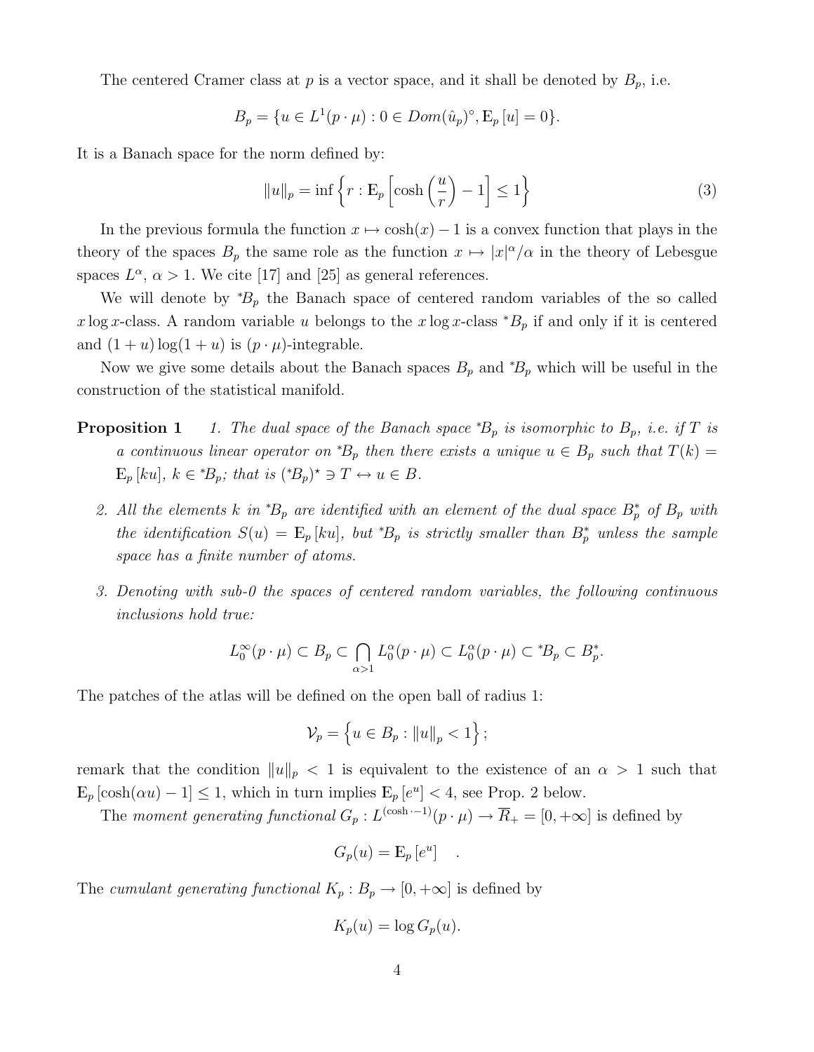The centered Cramer class at $p$ is a vector space, and it shall be denoted by $B_p$, i.e.

$$B_p = \{u \in L^1(p \cdot \mu) : 0 \in Dom(\hat{u}_p)^\circ, \mathbf{E}_p[u] = 0\}.$$

It is a Banach space for the norm defined by:

$$\|u\|_p = \inf\left\{r : \mathbf{E}_p\left[\cosh\left(\frac{u}{r}\right) - 1\right] \leq 1\right\} \tag{3}$$

In the previous formula the function $x \mapsto \cosh(x) - 1$ is a convex function that plays in the theory of the spaces $B_p$ the same role as the function $x \mapsto |x|^\alpha/\alpha$ in the theory of Lebesgue spaces $L^\alpha$, $\alpha > 1$. We cite [17] and [25] as general references.

We will denote by ${}^*B_p$ the Banach space of centered random variables of the so called $x \log x$-class. A random variable $u$ belongs to the $x \log x$-class ${}^*B_p$ if and only if it is centered and $(1+u)\log(1+u)$ is $(p \cdot \mu)$-integrable.

Now we give some details about the Banach spaces $B_p$ and ${}^*B_p$ which will be useful in the construction of the statistical manifold.

**Proposition 1**

1. *The dual space of the Banach space ${}^*B_p$ is isomorphic to $B_p$, i.e. if $T$ is a continuous linear operator on ${}^*B_p$ then there exists a unique $u \in B_p$ such that $T(k) = \mathbf{E}_p[ku]$, $k \in {}^*B_p$; that is $({}^*B_p)^\star \ni T \leftrightarrow u \in B$.*

2. *All the elements $k$ in ${}^*B_p$ are identified with an element of the dual space $B_p^*$ of $B_p$ with the identification $S(u) = \mathbf{E}_p[ku]$, but ${}^*B_p$ is strictly smaller than $B_p^*$ unless the sample space has a finite number of atoms.*

3. *Denoting with sub-0 the spaces of centered random variables, the following continuous inclusions hold true:*

$$L_0^\infty(p \cdot \mu) \subset B_p \subset \bigcap_{\alpha > 1} L_0^\alpha(p \cdot \mu) \subset L_0^\alpha(p \cdot \mu) \subset {}^*B_p \subset B_p^*.$$

The patches of the atlas will be defined on the open ball of radius 1:

$$\mathcal{V}_p = \left\{u \in B_p : \|u\|_p < 1\right\};$$

remark that the condition $\|u\|_p < 1$ is equivalent to the existence of an $\alpha > 1$ such that $\mathbf{E}_p[\cosh(\alpha u) - 1] \leq 1$, which in turn implies $\mathbf{E}_p[e^u] < 4$, see Prop. 2 below.

The *moment generating functional* $G_p : L^{(\cosh \cdot - 1)}(p \cdot \mu) \to \overline{R}_+ = [0, +\infty]$ is defined by

$$G_p(u) = \mathbf{E}_p[e^u] \quad .$$

The *cumulant generating functional* $K_p : B_p \to [0, +\infty]$ is defined by

$$K_p(u) = \log G_p(u).$$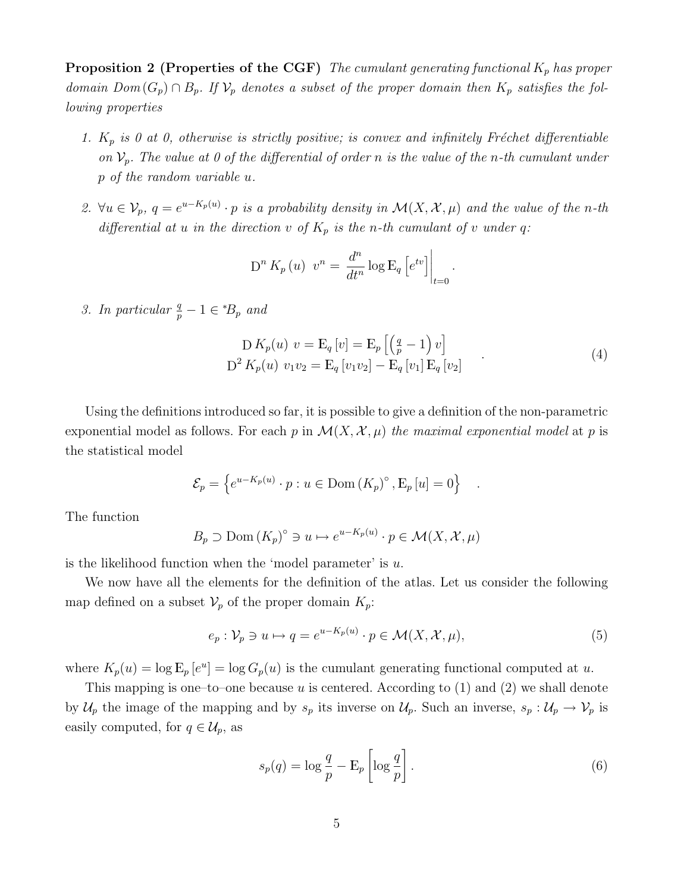**Proposition 2 (Properties of the CGF)** *The cumulant generating functional $K_p$ has proper domain $Dom(G_p) \cap B_p$. If $\mathcal{V}_p$ denotes a subset of the proper domain then $K_p$ satisfies the following properties*

1. *$K_p$ is 0 at 0, otherwise is strictly positive; is convex and infinitely Fréchet differentiable on $\mathcal{V}_p$. The value at 0 of the differential of order n is the value of the n-th cumulant under p of the random variable u.*

2. *$\forall u \in \mathcal{V}_p$, $q = e^{u-K_p(u)} \cdot p$ is a probability density in $\mathcal{M}(X, \mathcal{X}, \mu)$ and the value of the n-th differential at u in the direction v of $K_p$ is the n-th cumulant of v under q:*

$$\mathrm{D}^n K_p(u) \; v^n = \left. \frac{d^n}{dt^n} \log \mathrm{E}_q \left[ e^{tv} \right] \right|_{t=0} .$$

3. *In particular $\frac{q}{p} - 1 \in {}^*B_p$ and*

$$\begin{array}{c} \mathrm{D} K_p(u) \; v = \mathrm{E}_q [v] = \mathrm{E}_p \left[ \left( \frac{q}{p} - 1 \right) v \right] \\ \mathrm{D}^2 K_p(u) \; v_1 v_2 = \mathrm{E}_q [v_1 v_2] - \mathrm{E}_q [v_1] \mathrm{E}_q [v_2] \end{array} . \tag{4}$$

Using the definitions introduced so far, it is possible to give a definition of the non-parametric exponential model as follows. For each $p$ in $\mathcal{M}(X, \mathcal{X}, \mu)$ *the maximal exponential model* at $p$ is the statistical model

$$\mathcal{E}_p = \left\{ e^{u-K_p(u)} \cdot p : u \in \mathrm{Dom} \left( K_p \right)^\circ , \mathrm{E}_p [u] = 0 \right\} .$$

The function

$$B_p \supset \mathrm{Dom} \left( K_p \right)^\circ \ni u \mapsto e^{u-K_p(u)} \cdot p \in \mathcal{M}(X, \mathcal{X}, \mu)$$

is the likelihood function when the 'model parameter' is $u$.

We now have all the elements for the definition of the atlas. Let us consider the following map defined on a subset $\mathcal{V}_p$ of the proper domain $K_p$:

$$e_p : \mathcal{V}_p \ni u \mapsto q = e^{u-K_p(u)} \cdot p \in \mathcal{M}(X, \mathcal{X}, \mu), \tag{5}$$

where $K_p(u) = \log \mathrm{E}_p [e^u] = \log G_p(u)$ is the cumulant generating functional computed at $u$.

This mapping is one–to–one because $u$ is centered. According to (1) and (2) we shall denote by $\mathcal{U}_p$ the image of the mapping and by $s_p$ its inverse on $\mathcal{U}_p$. Such an inverse, $s_p : \mathcal{U}_p \to \mathcal{V}_p$ is easily computed, for $q \in \mathcal{U}_p$, as

$$s_p(q) = \log \frac{q}{p} - \mathrm{E}_p \left[ \log \frac{q}{p} \right] . \tag{6}$$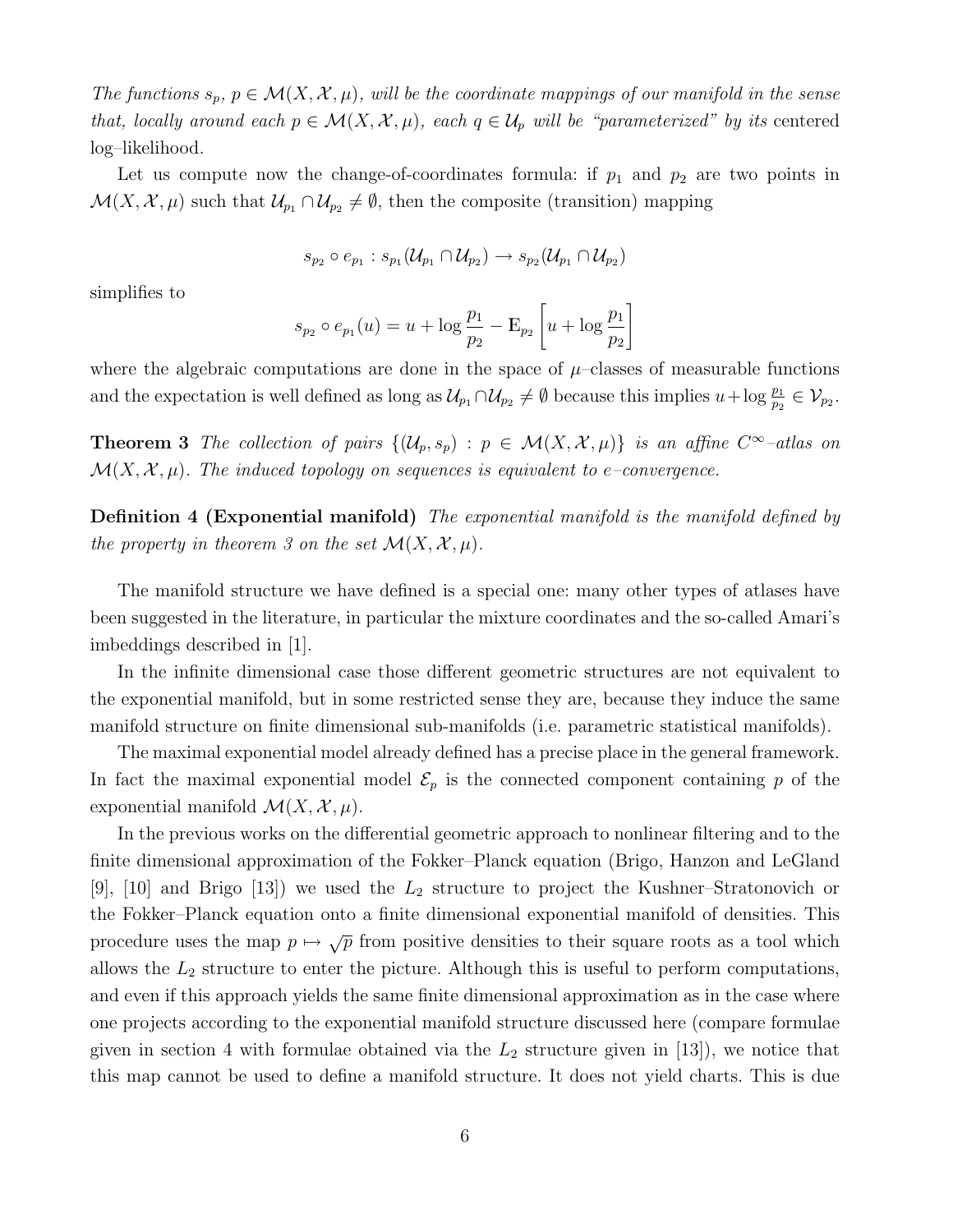*The functions $s_p$, $p \in \mathcal{M}(X, \mathcal{X}, \mu)$, will be the coordinate mappings of our manifold in the sense that, locally around each $p \in \mathcal{M}(X, \mathcal{X}, \mu)$, each $q \in \mathcal{U}_p$ will be "parameterized" by its* centered log–likelihood.

Let us compute now the change-of-coordinates formula: if $p_1$ and $p_2$ are two points in $\mathcal{M}(X, \mathcal{X}, \mu)$ such that $\mathcal{U}_{p_1} \cap \mathcal{U}_{p_2} \neq \emptyset$, then the composite (transition) mapping

$$s_{p_2} \circ e_{p_1} : s_{p_1}(\mathcal{U}_{p_1} \cap \mathcal{U}_{p_2}) \to s_{p_2}(\mathcal{U}_{p_1} \cap \mathcal{U}_{p_2})$$

simplifies to

$$s_{p_2} \circ e_{p_1}(u) = u + \log \frac{p_1}{p_2} - \mathbf{E}_{p_2}\left[ u + \log \frac{p_1}{p_2} \right]$$

where the algebraic computations are done in the space of $\mu$–classes of measurable functions and the expectation is well defined as long as $\mathcal{U}_{p_1} \cap \mathcal{U}_{p_2} \neq \emptyset$ because this implies $u + \log \frac{p_1}{p_2} \in \mathcal{V}_{p_2}$.

**Theorem 3** *The collection of pairs $\{(\mathcal{U}_p, s_p) : p \in \mathcal{M}(X, \mathcal{X}, \mu)\}$ is an affine $C^\infty$–atlas on $\mathcal{M}(X, \mathcal{X}, \mu)$. The induced topology on sequences is equivalent to e–convergence.*

**Definition 4 (Exponential manifold)** *The exponential manifold is the manifold defined by the property in theorem 3 on the set $\mathcal{M}(X, \mathcal{X}, \mu)$.*

The manifold structure we have defined is a special one: many other types of atlases have been suggested in the literature, in particular the mixture coordinates and the so-called Amari's imbeddings described in [1].

In the infinite dimensional case those different geometric structures are not equivalent to the exponential manifold, but in some restricted sense they are, because they induce the same manifold structure on finite dimensional sub-manifolds (i.e. parametric statistical manifolds).

The maximal exponential model already defined has a precise place in the general framework. In fact the maximal exponential model $\mathcal{E}_p$ is the connected component containing $p$ of the exponential manifold $\mathcal{M}(X, \mathcal{X}, \mu)$.

In the previous works on the differential geometric approach to nonlinear filtering and to the finite dimensional approximation of the Fokker–Planck equation (Brigo, Hanzon and LeGland [9], [10] and Brigo [13]) we used the $L_2$ structure to project the Kushner–Stratonovich or the Fokker–Planck equation onto a finite dimensional exponential manifold of densities. This procedure uses the map $p \mapsto \sqrt{p}$ from positive densities to their square roots as a tool which allows the $L_2$ structure to enter the picture. Although this is useful to perform computations, and even if this approach yields the same finite dimensional approximation as in the case where one projects according to the exponential manifold structure discussed here (compare formulae given in section 4 with formulae obtained via the $L_2$ structure given in [13]), we notice that this map cannot be used to define a manifold structure. It does not yield charts. This is due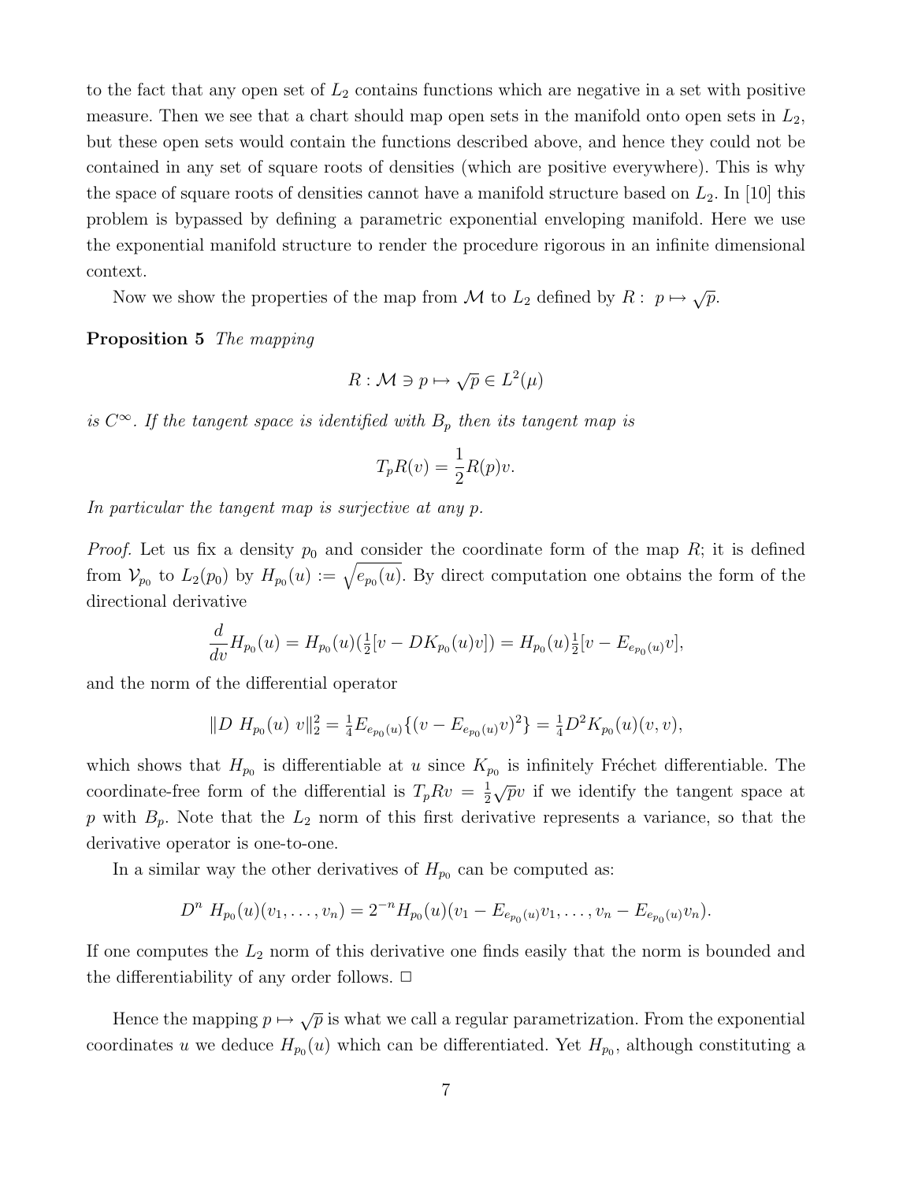to the fact that any open set of $L_2$ contains functions which are negative in a set with positive measure. Then we see that a chart should map open sets in the manifold onto open sets in $L_2$, but these open sets would contain the functions described above, and hence they could not be contained in any set of square roots of densities (which are positive everywhere). This is why the space of square roots of densities cannot have a manifold structure based on $L_2$. In [10] this problem is bypassed by defining a parametric exponential enveloping manifold. Here we use the exponential manifold structure to render the procedure rigorous in an infinite dimensional context.

Now we show the properties of the map from $\mathcal{M}$ to $L_2$ defined by $R:\ p \mapsto \sqrt{p}$.

**Proposition 5** *The mapping*

$$R : \mathcal{M} \ni p \mapsto \sqrt{p} \in L^2(\mu)$$

*is $C^\infty$. If the tangent space is identified with $B_p$ then its tangent map is*

$$T_p R(v) = \frac{1}{2} R(p) v.$$

*In particular the tangent map is surjective at any $p$.*

*Proof.* Let us fix a density $p_0$ and consider the coordinate form of the map $R$; it is defined from $\mathcal{V}_{p_0}$ to $L_2(p_0)$ by $H_{p_0}(u) := \sqrt{e_{p_0}(u)}$. By direct computation one obtains the form of the directional derivative

$$\frac{d}{dv} H_{p_0}(u) = H_{p_0}(u)(\tfrac{1}{2}[v - DK_{p_0}(u)v]) = H_{p_0}(u)\tfrac{1}{2}[v - E_{e_{p_0}(u)}v],$$

and the norm of the differential operator

$$\|D\ H_{p_0}(u)\ v\|_2^2 = \tfrac{1}{4} E_{e_{p_0}(u)}\{(v - E_{e_{p_0}(u)}v)^2\} = \tfrac{1}{4} D^2 K_{p_0}(u)(v,v),$$

which shows that $H_{p_0}$ is differentiable at $u$ since $K_{p_0}$ is infinitely Fréchet differentiable. The coordinate-free form of the differential is $T_p R v = \frac{1}{2}\sqrt{p} v$ if we identify the tangent space at $p$ with $B_p$. Note that the $L_2$ norm of this first derivative represents a variance, so that the derivative operator is one-to-one.

In a similar way the other derivatives of $H_{p_0}$ can be computed as:

$$D^n\ H_{p_0}(u)(v_1, \ldots, v_n) = 2^{-n} H_{p_0}(u)(v_1 - E_{e_{p_0}(u)}v_1, \ldots, v_n - E_{e_{p_0}(u)}v_n).$$

If one computes the $L_2$ norm of this derivative one finds easily that the norm is bounded and the differentiability of any order follows. □

Hence the mapping $p \mapsto \sqrt{p}$ is what we call a regular parametrization. From the exponential coordinates $u$ we deduce $H_{p_0}(u)$ which can be differentiated. Yet $H_{p_0}$, although constituting a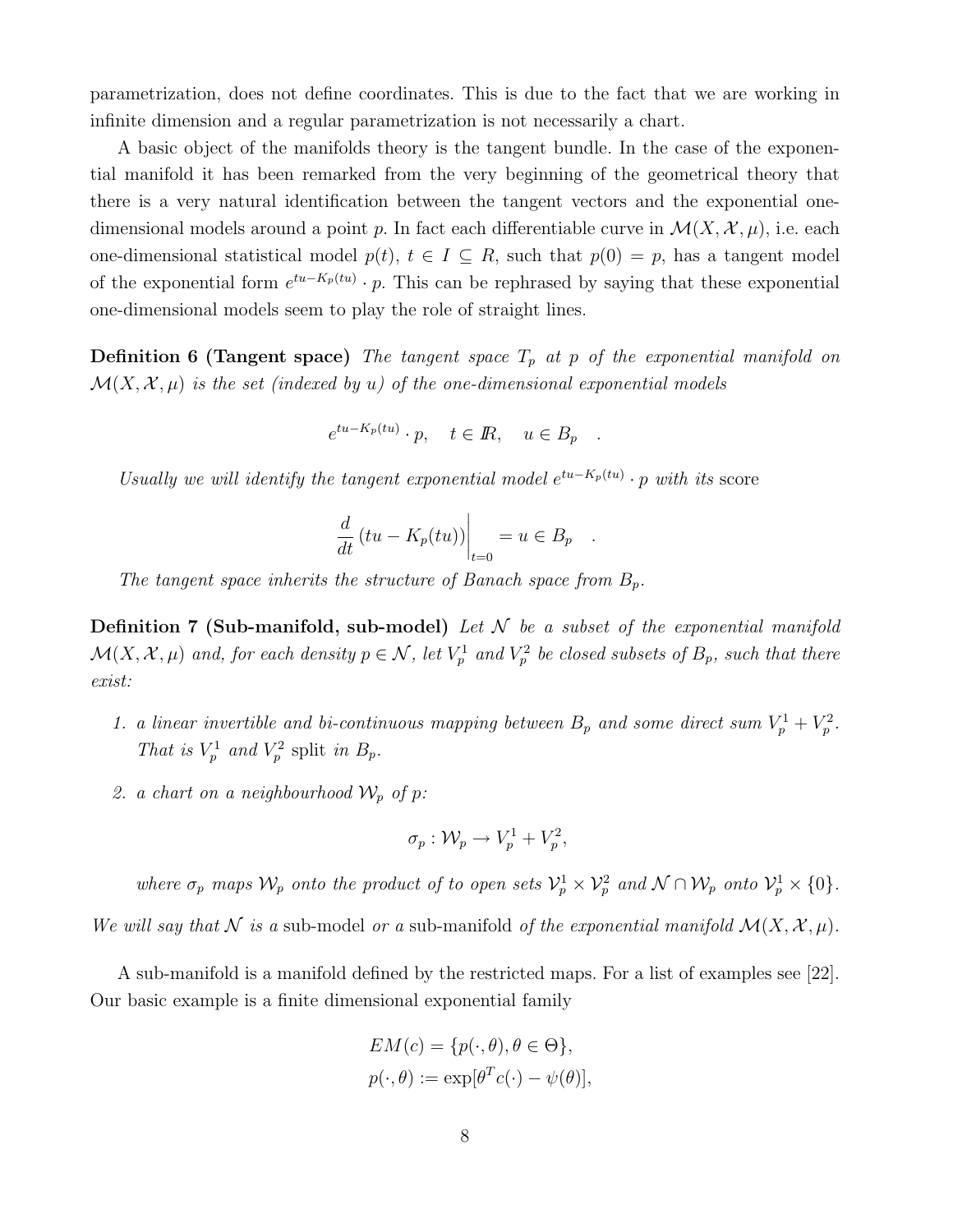parametrization, does not define coordinates. This is due to the fact that we are working in infinite dimension and a regular parametrization is not necessarily a chart.

A basic object of the manifolds theory is the tangent bundle. In the case of the exponential manifold it has been remarked from the very beginning of the geometrical theory that there is a very natural identification between the tangent vectors and the exponential one-dimensional models around a point $p$. In fact each differentiable curve in $\mathcal{M}(X, \mathcal{X}, \mu)$, i.e. each one-dimensional statistical model $p(t)$, $t \in I \subseteq R$, such that $p(0) = p$, has a tangent model of the exponential form $e^{tu - K_p(tu)} \cdot p$. This can be rephrased by saying that these exponential one-dimensional models seem to play the role of straight lines.

**Definition 6 (Tangent space)** *The tangent space $T_p$ at $p$ of the exponential manifold on $\mathcal{M}(X, \mathcal{X}, \mu)$ is the set (indexed by $u$) of the one-dimensional exponential models*

$$e^{tu - K_p(tu)} \cdot p, \quad t \in \mathbb{R}, \quad u \in B_p \quad .$$

*Usually we will identify the tangent exponential model $e^{tu - K_p(tu)} \cdot p$ with its* score

$$\left. \frac{d}{dt} \left( tu - K_p(tu) \right) \right|_{t=0} = u \in B_p \quad .$$

*The tangent space inherits the structure of Banach space from $B_p$.*

**Definition 7 (Sub-manifold, sub-model)** *Let $\mathcal{N}$ be a subset of the exponential manifold $\mathcal{M}(X, \mathcal{X}, \mu)$ and, for each density $p \in \mathcal{N}$, let $V_p^1$ and $V_p^2$ be closed subsets of $B_p$, such that there exist:*

1. *a linear invertible and bi-continuous mapping between $B_p$ and some direct sum $V_p^1 + V_p^2$. That is $V_p^1$ and $V_p^2$* split *in $B_p$.*
2. *a chart on a neighbourhood $\mathcal{W}_p$ of $p$:*

$$\sigma_p : \mathcal{W}_p \to V_p^1 + V_p^2,$$

*where $\sigma_p$ maps $\mathcal{W}_p$ onto the product of to open sets $\mathcal{V}_p^1 \times \mathcal{V}_p^2$ and $\mathcal{N} \cap \mathcal{W}_p$ onto $\mathcal{V}_p^1 \times \{0\}$.*

*We will say that $\mathcal{N}$ is a* sub-model *or a* sub-manifold *of the exponential manifold $\mathcal{M}(X, \mathcal{X}, \mu)$.*

A sub-manifold is a manifold defined by the restricted maps. For a list of examples see [22]. Our basic example is a finite dimensional exponential family

$$EM(c) = \{p(\cdot, \theta), \theta \in \Theta\},$$
$$p(\cdot, \theta) := \exp[\theta^T c(\cdot) - \psi(\theta)],$$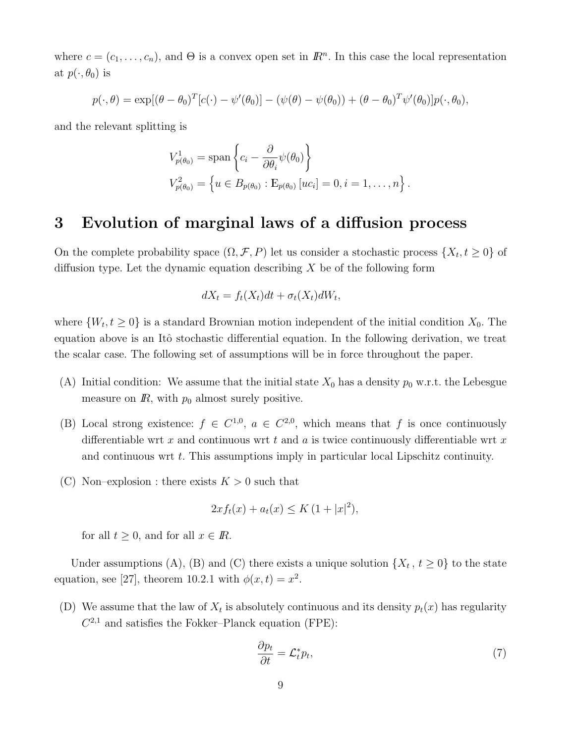where $c = (c_1, \ldots, c_n)$, and $\Theta$ is a convex open set in $\mathbb{R}^n$. In this case the local representation at $p(\cdot, \theta_0)$ is

$$p(\cdot, \theta) = \exp[(\theta - \theta_0)^T [c(\cdot) - \psi'(\theta_0)] - (\psi(\theta) - \psi(\theta_0)) + (\theta - \theta_0)^T \psi'(\theta_0)] p(\cdot, \theta_0),$$

and the relevant splitting is

$$V^1_{p(\theta_0)} = \text{span}\left\{ c_i - \frac{\partial}{\partial \theta_i} \psi(\theta_0) \right\}$$
$$V^2_{p(\theta_0)} = \left\{ u \in B_{p(\theta_0)} : \mathrm{E}_{p(\theta_0)}\left[ u c_i \right] = 0, i = 1, \ldots, n \right\}.$$

# 3 Evolution of marginal laws of a diffusion process

On the complete probability space $(\Omega, \mathcal{F}, P)$ let us consider a stochastic process $\{X_t, t \geq 0\}$ of diffusion type. Let the dynamic equation describing $X$ be of the following form

$$dX_t = f_t(X_t)dt + \sigma_t(X_t)dW_t,$$

where $\{W_t, t \geq 0\}$ is a standard Brownian motion independent of the initial condition $X_0$. The equation above is an Itô stochastic differential equation. In the following derivation, we treat the scalar case. The following set of assumptions will be in force throughout the paper.

(A) Initial condition: We assume that the initial state $X_0$ has a density $p_0$ w.r.t. the Lebesgue measure on $\mathbb{R}$, with $p_0$ almost surely positive.

(B) Local strong existence: $f \in C^{1,0}$, $a \in C^{2,0}$, which means that $f$ is once continuously differentiable wrt $x$ and continuous wrt $t$ and $a$ is twice continuously differentiable wrt $x$ and continuous wrt $t$. This assumptions imply in particular local Lipschitz continuity.

(C) Non–explosion : there exists $K > 0$ such that

$$2x f_t(x) + a_t(x) \leq K\,(1 + |x|^2),$$

for all $t \geq 0$, and for all $x \in \mathbb{R}$.

Under assumptions (A), (B) and (C) there exists a unique solution $\{X_t\,,\, t \geq 0\}$ to the state equation, see [27], theorem 10.2.1 with $\phi(x,t) = x^2$.

(D) We assume that the law of $X_t$ is absolutely continuous and its density $p_t(x)$ has regularity $C^{2,1}$ and satisfies the Fokker–Planck equation (FPE):

$$\frac{\partial p_t}{\partial t} = \mathcal{L}^*_t p_t, \tag{7}$$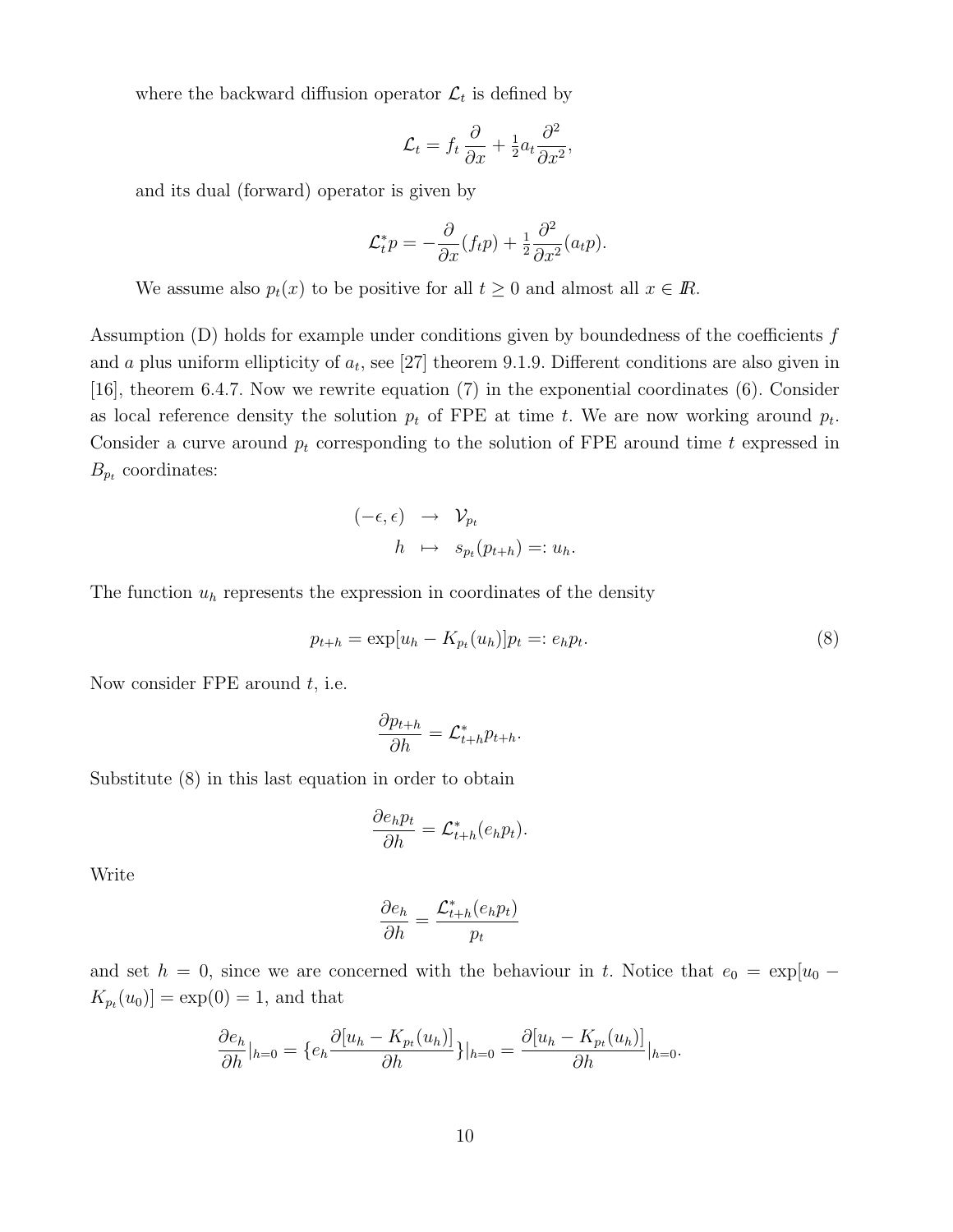where the backward diffusion operator $\mathcal{L}_t$ is defined by

$$\mathcal{L}_t = f_t \frac{\partial}{\partial x} + \tfrac{1}{2} a_t \frac{\partial^2}{\partial x^2},$$

and its dual (forward) operator is given by

$$\mathcal{L}_t^* p = -\frac{\partial}{\partial x}(f_t p) + \tfrac{1}{2} \frac{\partial^2}{\partial x^2}(a_t p).$$

We assume also $p_t(x)$ to be positive for all $t \geq 0$ and almost all $x \in I\!\!R$.

Assumption (D) holds for example under conditions given by boundedness of the coefficients $f$ and $a$ plus uniform ellipticity of $a_t$, see [27] theorem 9.1.9. Different conditions are also given in [16], theorem 6.4.7. Now we rewrite equation (7) in the exponential coordinates (6). Consider as local reference density the solution $p_t$ of FPE at time $t$. We are now working around $p_t$. Consider a curve around $p_t$ corresponding to the solution of FPE around time $t$ expressed in $B_{p_t}$ coordinates:

$$\begin{array}{rcl} (-\epsilon, \epsilon) & \rightarrow & \mathcal{V}_{p_t} \\ h & \mapsto & s_{p_t}(p_{t+h}) =: u_h. \end{array}$$

The function $u_h$ represents the expression in coordinates of the density

$$p_{t+h} = \exp[u_h - K_{p_t}(u_h)] p_t =: e_h p_t. \tag{8}$$

Now consider FPE around $t$, i.e.

$$\frac{\partial p_{t+h}}{\partial h} = \mathcal{L}_{t+h}^* p_{t+h}.$$

Substitute (8) in this last equation in order to obtain

$$\frac{\partial e_h p_t}{\partial h} = \mathcal{L}_{t+h}^* (e_h p_t).$$

Write

$$\frac{\partial e_h}{\partial h} = \frac{\mathcal{L}_{t+h}^* (e_h p_t)}{p_t}$$

and set $h = 0$, since we are concerned with the behaviour in $t$. Notice that $e_0 = \exp[u_0 - K_{p_t}(u_0)] = \exp(0) = 1$, and that

$$\frac{\partial e_h}{\partial h}|_{h=0} = \{ e_h \frac{\partial [u_h - K_{p_t}(u_h)]}{\partial h} \}|_{h=0} = \frac{\partial [u_h - K_{p_t}(u_h)]}{\partial h}|_{h=0}.$$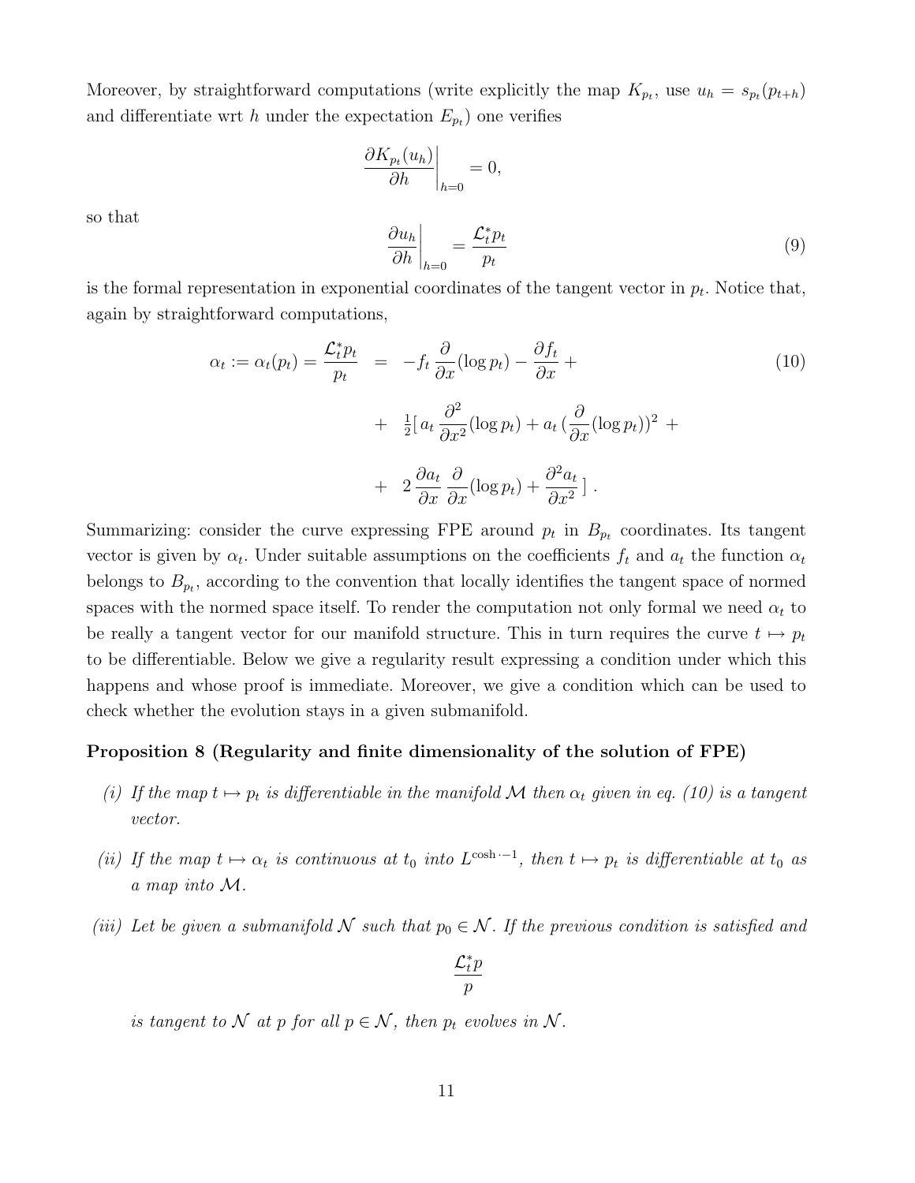Moreover, by straightforward computations (write explicitly the map $K_{p_t}$, use $u_h = s_{p_t}(p_{t+h})$ and differentiate wrt $h$ under the expectation $E_{p_t}$) one verifies

$$\left.\frac{\partial K_{p_t}(u_h)}{\partial h}\right|_{h=0} = 0,$$

so that

$$\left.\frac{\partial u_h}{\partial h}\right|_{h=0} = \frac{\mathcal{L}_t^* p_t}{p_t} \tag{9}$$

is the formal representation in exponential coordinates of the tangent vector in $p_t$. Notice that, again by straightforward computations,

$$\begin{aligned}
\alpha_t := \alpha_t(p_t) = \frac{\mathcal{L}_t^* p_t}{p_t} &= -f_t \frac{\partial}{\partial x}(\log p_t) - \frac{\partial f_t}{\partial x} + \\
&+ \tfrac{1}{2}\Big[\, a_t \frac{\partial^2}{\partial x^2}(\log p_t) + a_t \Big(\frac{\partial}{\partial x}(\log p_t)\Big)^2 + \\
&+ 2\frac{\partial a_t}{\partial x}\frac{\partial}{\partial x}(\log p_t) + \frac{\partial^2 a_t}{\partial x^2}\,\Big] .
\end{aligned} \tag{10}$$

Summarizing: consider the curve expressing FPE around $p_t$ in $B_{p_t}$ coordinates. Its tangent vector is given by $\alpha_t$. Under suitable assumptions on the coefficients $f_t$ and $a_t$ the function $\alpha_t$ belongs to $B_{p_t}$, according to the convention that locally identifies the tangent space of normed spaces with the normed space itself. To render the computation not only formal we need $\alpha_t$ to be really a tangent vector for our manifold structure. This in turn requires the curve $t \mapsto p_t$ to be differentiable. Below we give a regularity result expressing a condition under which this happens and whose proof is immediate. Moreover, we give a condition which can be used to check whether the evolution stays in a given submanifold.

**Proposition 8 (Regularity and finite dimensionality of the solution of FPE)**

*(i) If the map $t \mapsto p_t$ is differentiable in the manifold $\mathcal{M}$ then $\alpha_t$ given in eq. (10) is a tangent vector.*

*(ii) If the map $t \mapsto \alpha_t$ is continuous at $t_0$ into $L^{\cosh \cdot -1}$, then $t \mapsto p_t$ is differentiable at $t_0$ as a map into $\mathcal{M}$.*

*(iii) Let be given a submanifold $\mathcal{N}$ such that $p_0 \in \mathcal{N}$. If the previous condition is satisfied and*

$$\frac{\mathcal{L}_t^* p}{p}$$

*is tangent to $\mathcal{N}$ at $p$ for all $p \in \mathcal{N}$, then $p_t$ evolves in $\mathcal{N}$.*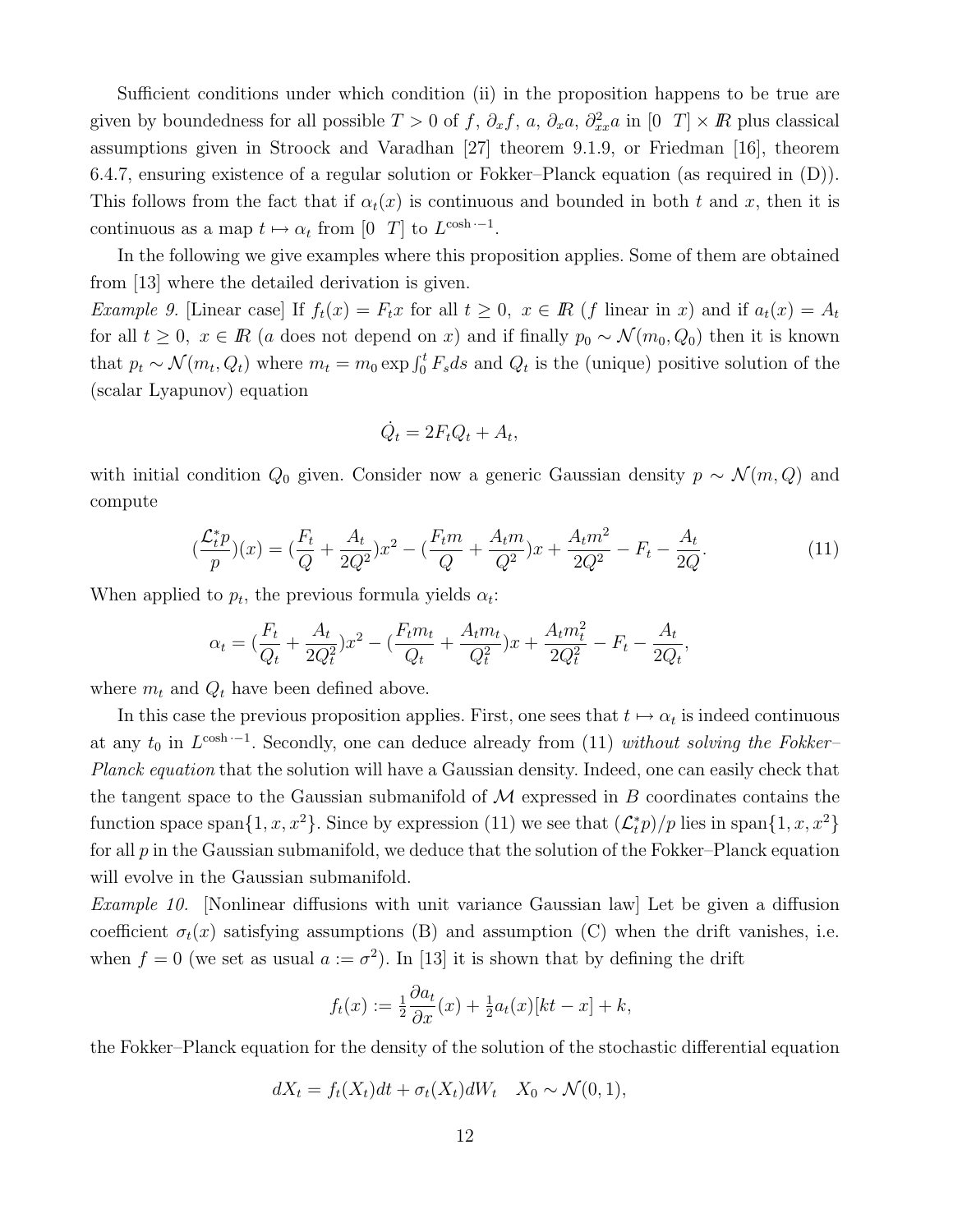Sufficient conditions under which condition (ii) in the proposition happens to be true are given by boundedness for all possible $T > 0$ of $f$, $\partial_x f$, $a$, $\partial_x a$, $\partial^2_{xx} a$ in $[0 \;\; T] \times I\!\!R$ plus classical assumptions given in Stroock and Varadhan [27] theorem 9.1.9, or Friedman [16], theorem 6.4.7, ensuring existence of a regular solution or Fokker–Planck equation (as required in (D)). This follows from the fact that if $\alpha_t(x)$ is continuous and bounded in both $t$ and $x$, then it is continuous as a map $t \mapsto \alpha_t$ from $[0 \;\; T]$ to $L^{\cosh \cdot -1}$.

In the following we give examples where this proposition applies. Some of them are obtained from [13] where the detailed derivation is given.

*Example 9.* [Linear case] If $f_t(x) = F_t x$ for all $t \geq 0,\ x \in I\!\!R$ ($f$ linear in $x$) and if $a_t(x) = A_t$ for all $t \geq 0,\ x \in I\!\!R$ ($a$ does not depend on $x$) and if finally $p_0 \sim \mathcal{N}(m_0, Q_0)$ then it is known that $p_t \sim \mathcal{N}(m_t, Q_t)$ where $m_t = m_0 \exp \int_0^t F_s ds$ and $Q_t$ is the (unique) positive solution of the (scalar Lyapunov) equation

$$\dot{Q}_t = 2F_t Q_t + A_t,$$

with initial condition $Q_0$ given. Consider now a generic Gaussian density $p \sim \mathcal{N}(m, Q)$ and compute

$$(\frac{\mathcal{L}_t^* p}{p})(x) = (\frac{F_t}{Q} + \frac{A_t}{2Q^2})x^2 - (\frac{F_t m}{Q} + \frac{A_t m}{Q^2})x + \frac{A_t m^2}{2Q^2} - F_t - \frac{A_t}{2Q}. \tag{11}$$

When applied to $p_t$, the previous formula yields $\alpha_t$:

$$\alpha_t = (\frac{F_t}{Q_t} + \frac{A_t}{2Q_t^2})x^2 - (\frac{F_t m_t}{Q_t} + \frac{A_t m_t}{Q_t^2})x + \frac{A_t m_t^2}{2Q_t^2} - F_t - \frac{A_t}{2Q_t},$$

where $m_t$ and $Q_t$ have been defined above.

In this case the previous proposition applies. First, one sees that $t \mapsto \alpha_t$ is indeed continuous at any $t_0$ in $L^{\cosh \cdot -1}$. Secondly, one can deduce already from (11) *without solving the Fokker–Planck equation* that the solution will have a Gaussian density. Indeed, one can easily check that the tangent space to the Gaussian submanifold of $\mathcal{M}$ expressed in $B$ coordinates contains the function space span$\{1, x, x^2\}$. Since by expression (11) we see that $(\mathcal{L}_t^* p)/p$ lies in span$\{1, x, x^2\}$ for all $p$ in the Gaussian submanifold, we deduce that the solution of the Fokker–Planck equation will evolve in the Gaussian submanifold.

*Example 10.* [Nonlinear diffusions with unit variance Gaussian law] Let be given a diffusion coefficient $\sigma_t(x)$ satisfying assumptions (B) and assumption (C) when the drift vanishes, i.e. when $f = 0$ (we set as usual $a := \sigma^2$). In [13] it is shown that by defining the drift

$$f_t(x) := \tfrac{1}{2}\frac{\partial a_t}{\partial x}(x) + \tfrac{1}{2}a_t(x)[kt - x] + k,$$

the Fokker–Planck equation for the density of the solution of the stochastic differential equation

$$dX_t = f_t(X_t)dt + \sigma_t(X_t)dW_t \quad X_0 \sim \mathcal{N}(0, 1),$$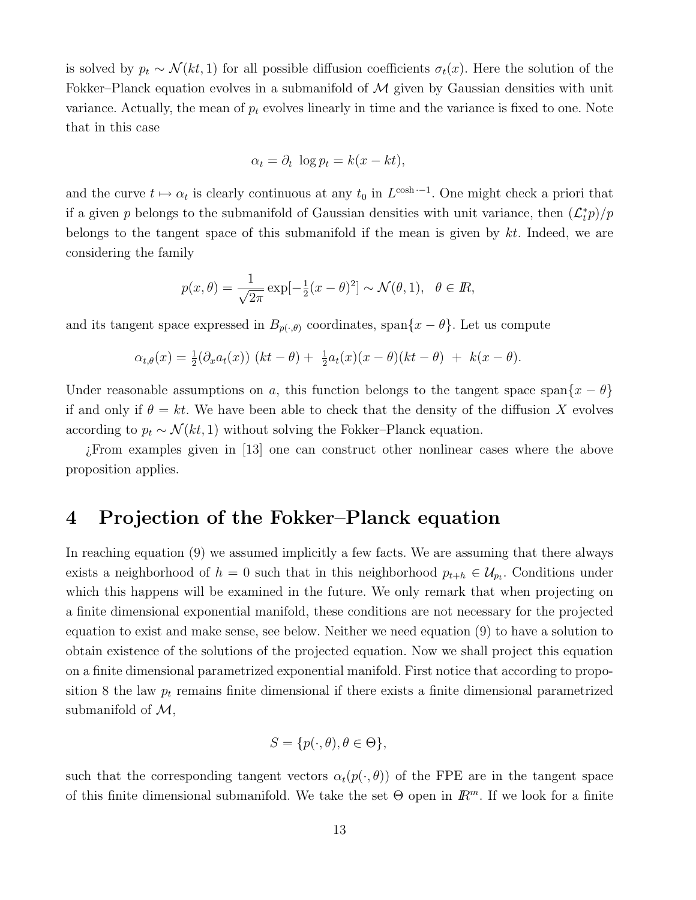is solved by $p_t \sim \mathcal{N}(kt, 1)$ for all possible diffusion coefficients $\sigma_t(x)$. Here the solution of the Fokker–Planck equation evolves in a submanifold of $\mathcal{M}$ given by Gaussian densities with unit variance. Actually, the mean of $p_t$ evolves linearly in time and the variance is fixed to one. Note that in this case

$$\alpha_t = \partial_t \ \log p_t = k(x - kt),$$

and the curve $t \mapsto \alpha_t$ is clearly continuous at any $t_0$ in $L^{\cosh \cdot -1}$. One might check a priori that if a given $p$ belongs to the submanifold of Gaussian densities with unit variance, then $(\mathcal{L}_t^* p)/p$ belongs to the tangent space of this submanifold if the mean is given by $kt$. Indeed, we are considering the family

$$p(x, \theta) = \frac{1}{\sqrt{2\pi}} \exp[-\tfrac{1}{2}(x - \theta)^2] \sim \mathcal{N}(\theta, 1), \quad \theta \in \mathbb{R},$$

and its tangent space expressed in $B_{p(\cdot,\theta)}$ coordinates, $\mathrm{span}\{x - \theta\}$. Let us compute

$$\alpha_{t,\theta}(x) = \tfrac{1}{2}(\partial_x a_t(x)) \ (kt - \theta) + \ \tfrac{1}{2} a_t(x)(x - \theta)(kt - \theta) \ + \ k(x - \theta).$$

Under reasonable assumptions on $a$, this function belongs to the tangent space $\mathrm{span}\{x - \theta\}$ if and only if $\theta = kt$. We have been able to check that the density of the diffusion $X$ evolves according to $p_t \sim \mathcal{N}(kt, 1)$ without solving the Fokker–Planck equation.

¿From examples given in [13] one can construct other nonlinear cases where the above proposition applies.

## 4 Projection of the Fokker–Planck equation

In reaching equation (9) we assumed implicitly a few facts. We are assuming that there always exists a neighborhood of $h = 0$ such that in this neighborhood $p_{t+h} \in \mathcal{U}_{p_t}$. Conditions under which this happens will be examined in the future. We only remark that when projecting on a finite dimensional exponential manifold, these conditions are not necessary for the projected equation to exist and make sense, see below. Neither we need equation (9) to have a solution to obtain existence of the solutions of the projected equation. Now we shall project this equation on a finite dimensional parametrized exponential manifold. First notice that according to proposition 8 the law $p_t$ remains finite dimensional if there exists a finite dimensional parametrized submanifold of $\mathcal{M}$,

$$S = \{p(\cdot, \theta), \theta \in \Theta\},$$

such that the corresponding tangent vectors $\alpha_t(p(\cdot, \theta))$ of the FPE are in the tangent space of this finite dimensional submanifold. We take the set $\Theta$ open in $\mathbb{R}^m$. If we look for a finite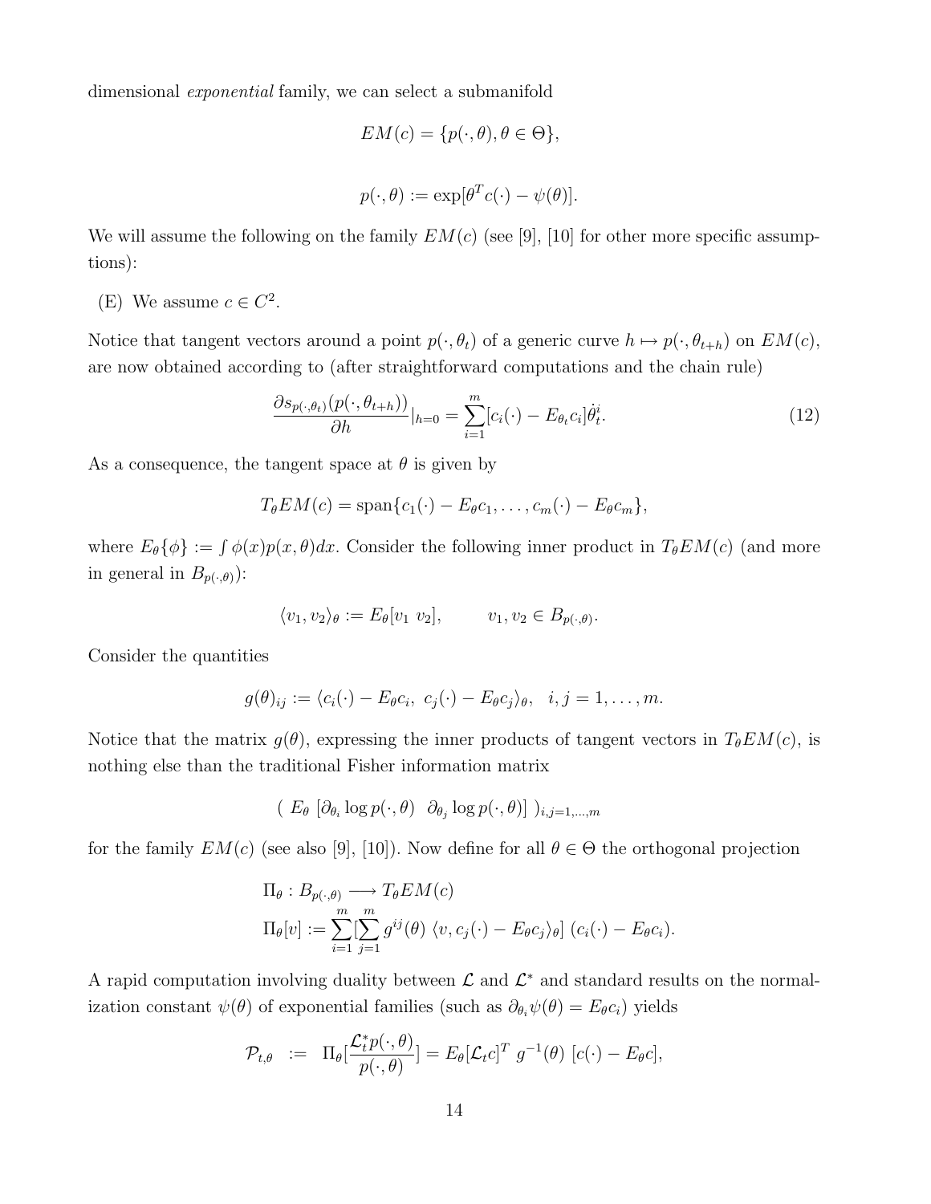dimensional *exponential* family, we can select a submanifold

$$EM(c) = \{p(\cdot, \theta), \theta \in \Theta\},$$

$$p(\cdot, \theta) := \exp[\theta^T c(\cdot) - \psi(\theta)].$$

We will assume the following on the family $EM(c)$ (see [9], [10] for other more specific assumptions):

(E) We assume $c \in C^2$.

Notice that tangent vectors around a point $p(\cdot, \theta_t)$ of a generic curve $h \mapsto p(\cdot, \theta_{t+h})$ on $EM(c)$, are now obtained according to (after straightforward computations and the chain rule)

$$\frac{\partial s_{p(\cdot,\theta_t)}(p(\cdot, \theta_{t+h}))}{\partial h}|_{h=0} = \sum_{i=1}^{m} [c_i(\cdot) - E_{\theta_t} c_i] \dot{\theta}_t^i. \tag{12}$$

As a consequence, the tangent space at $\theta$ is given by

$$T_\theta EM(c) = \mathrm{span}\{c_1(\cdot) - E_\theta c_1, \ldots, c_m(\cdot) - E_\theta c_m\},$$

where $E_\theta\{\phi\} := \int \phi(x) p(x, \theta) dx$. Consider the following inner product in $T_\theta EM(c)$ (and more in general in $B_{p(\cdot,\theta)}$):

$$\langle v_1, v_2 \rangle_\theta := E_\theta[v_1 \ v_2], \qquad v_1, v_2 \in B_{p(\cdot,\theta)}.$$

Consider the quantities

$$g(\theta)_{ij} := \langle c_i(\cdot) - E_\theta c_i, \ c_j(\cdot) - E_\theta c_j \rangle_\theta, \quad i, j = 1, \ldots, m.$$

Notice that the matrix $g(\theta)$, expressing the inner products of tangent vectors in $T_\theta EM(c)$, is nothing else than the traditional Fisher information matrix

$$( \ E_\theta \ [\partial_{\theta_i} \log p(\cdot, \theta) \ \ \partial_{\theta_j} \log p(\cdot, \theta)] \ )_{i,j=1,\ldots,m}$$

for the family $EM(c)$ (see also [9], [10]). Now define for all $\theta \in \Theta$ the orthogonal projection

$$\begin{aligned} &\Pi_\theta : B_{p(\cdot,\theta)} \longrightarrow T_\theta EM(c) \\ &\Pi_\theta[v] := \sum_{i=1}^{m} [\sum_{j=1}^{m} g^{ij}(\theta) \ \langle v, c_j(\cdot) - E_\theta c_j \rangle_\theta] \ (c_i(\cdot) - E_\theta c_i). \end{aligned}$$

A rapid computation involving duality between $\mathcal{L}$ and $\mathcal{L}^*$ and standard results on the normalization constant $\psi(\theta)$ of exponential families (such as $\partial_{\theta_i} \psi(\theta) = E_\theta c_i$) yields

$$\mathcal{P}_{t,\theta} \ \ := \ \ \Pi_\theta[\frac{\mathcal{L}_t^* p(\cdot, \theta)}{p(\cdot, \theta)}] = E_\theta[\mathcal{L}_t c]^T \ g^{-1}(\theta) \ [c(\cdot) - E_\theta c],$$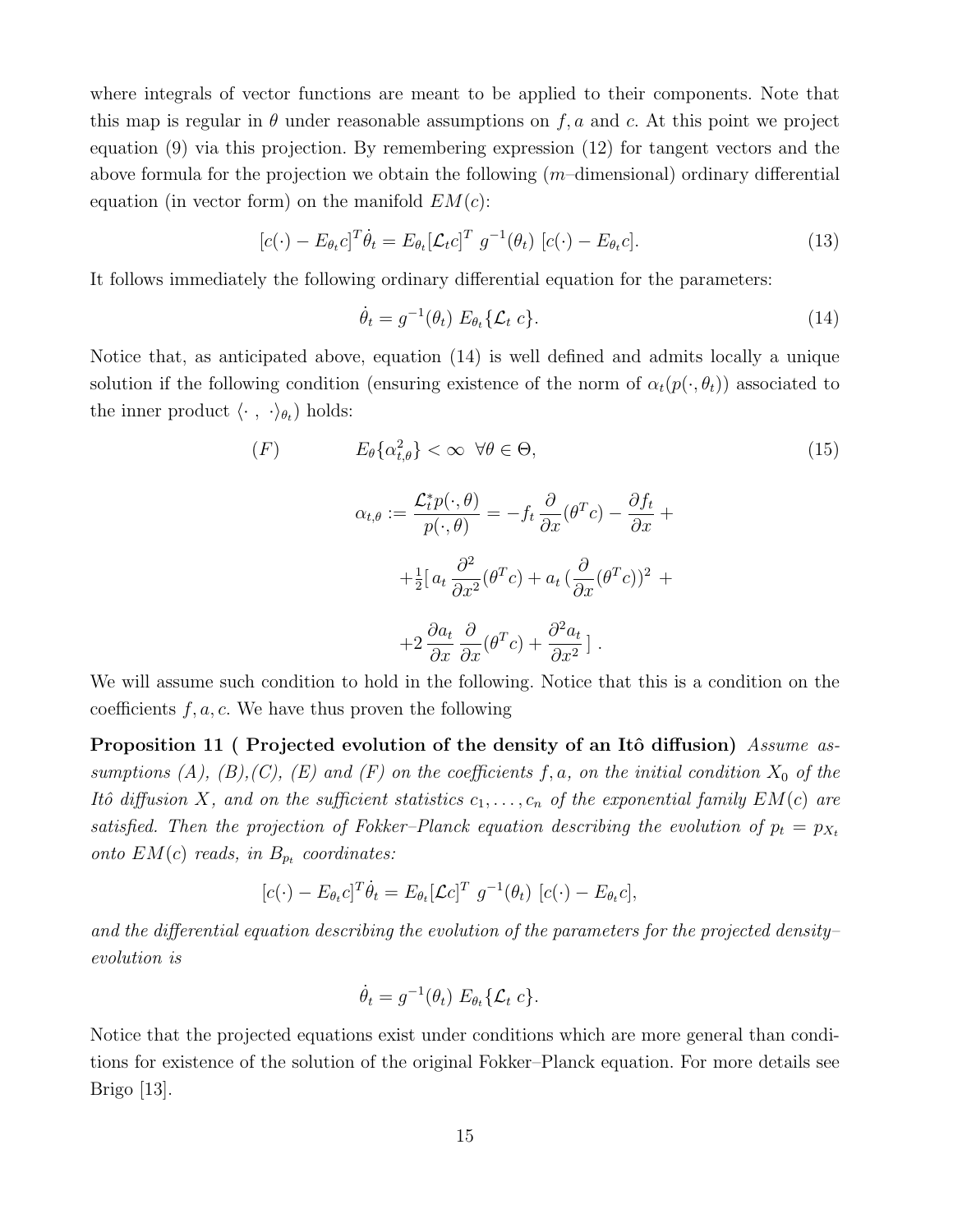where integrals of vector functions are meant to be applied to their components. Note that this map is regular in $\theta$ under reasonable assumptions on $f, a$ and $c$. At this point we project equation (9) via this projection. By remembering expression (12) for tangent vectors and the above formula for the projection we obtain the following ($m$–dimensional) ordinary differential equation (in vector form) on the manifold $EM(c)$:

$$[c(\cdot) - E_{\theta_t} c]^T \dot{\theta}_t = E_{\theta_t}[\mathcal{L}_t c]^T \; g^{-1}(\theta_t) \; [c(\cdot) - E_{\theta_t} c]. \tag{13}$$

It follows immediately the following ordinary differential equation for the parameters:

$$\dot{\theta}_t = g^{-1}(\theta_t) \; E_{\theta_t}\{\mathcal{L}_t \; c\}. \tag{14}$$

Notice that, as anticipated above, equation (14) is well defined and admits locally a unique solution if the following condition (ensuring existence of the norm of $\alpha_t(p(\cdot, \theta_t))$ associated to the inner product $\langle \cdot \; , \; \cdot \rangle_{\theta_t}$) holds:

$$(F) \qquad\qquad E_\theta\{\alpha_{t,\theta}^2\} < \infty \;\; \forall \theta \in \Theta, \tag{15}$$

$$\begin{aligned}
\alpha_{t,\theta} := \frac{\mathcal{L}_t^* p(\cdot, \theta)}{p(\cdot, \theta)} &= -f_t \, \frac{\partial}{\partial x}(\theta^T c) - \frac{\partial f_t}{\partial x} + \\
&+ \tfrac{1}{2}[\, a_t \, \frac{\partial^2}{\partial x^2}(\theta^T c) + a_t \, (\frac{\partial}{\partial x}(\theta^T c))^2 \; + \\
&+ 2 \, \frac{\partial a_t}{\partial x} \, \frac{\partial}{\partial x}(\theta^T c) + \frac{\partial^2 a_t}{\partial x^2} \,] \; .
\end{aligned}$$

We will assume such condition to hold in the following. Notice that this is a condition on the coefficients $f, a, c$. We have thus proven the following

**Proposition 11 ( Projected evolution of the density of an Itô diffusion)** *Assume assumptions (A), (B),(C), (E) and (F) on the coefficients $f, a$, on the initial condition $X_0$ of the Itô diffusion $X$, and on the sufficient statistics $c_1, \ldots, c_n$ of the exponential family $EM(c)$ are satisfied. Then the projection of Fokker–Planck equation describing the evolution of $p_t = p_{X_t}$ onto $EM(c)$ reads, in $B_{p_t}$ coordinates:*

$$[c(\cdot) - E_{\theta_t} c]^T \dot{\theta}_t = E_{\theta_t}[\mathcal{L} c]^T \; g^{-1}(\theta_t) \; [c(\cdot) - E_{\theta_t} c],$$

*and the differential equation describing the evolution of the parameters for the projected density–evolution is*

$$\dot{\theta}_t = g^{-1}(\theta_t) \; E_{\theta_t}\{\mathcal{L}_t \; c\}.$$

Notice that the projected equations exist under conditions which are more general than conditions for existence of the solution of the original Fokker–Planck equation. For more details see Brigo [13].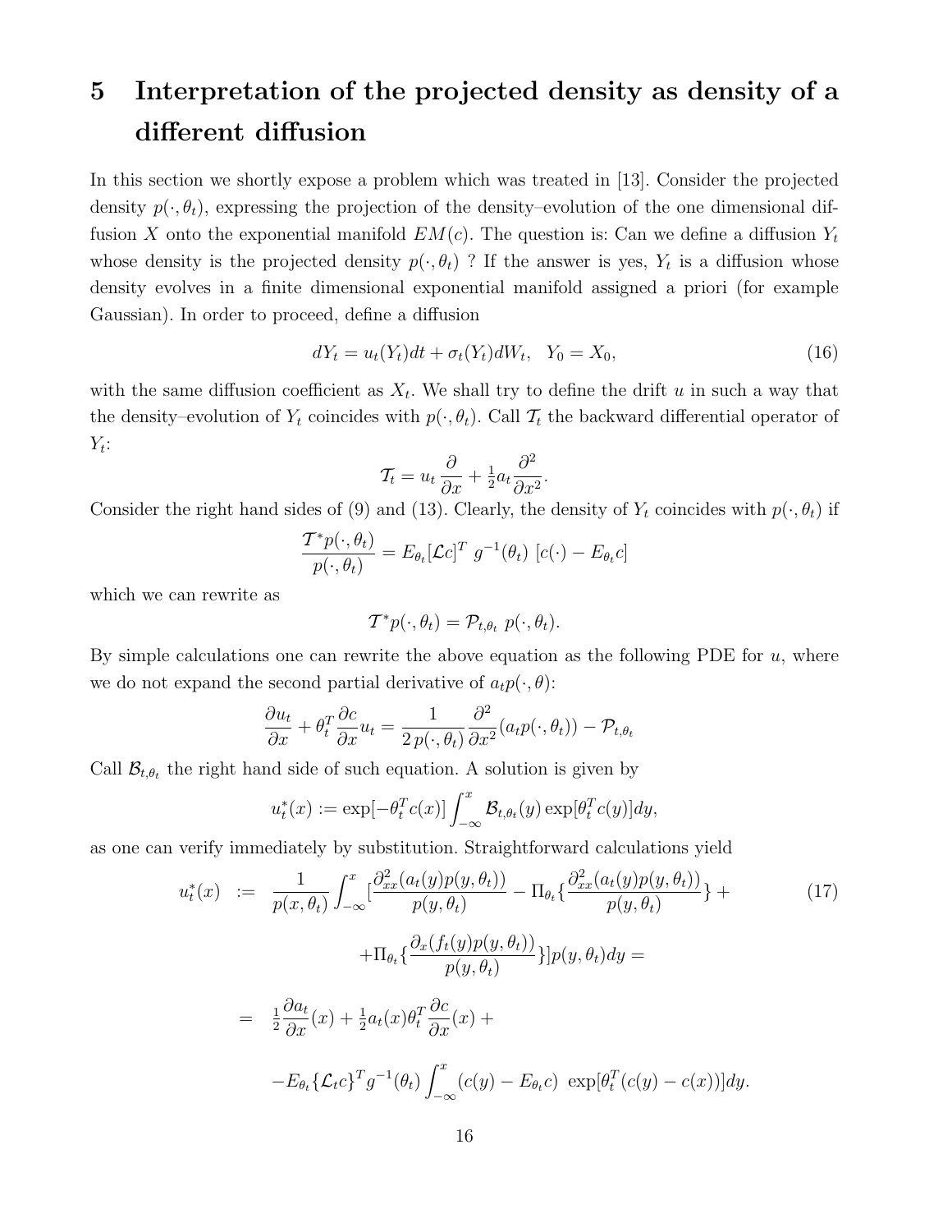# 5 Interpretation of the projected density as density of a different diffusion

In this section we shortly expose a problem which was treated in [13]. Consider the projected density $p(\cdot, \theta_t)$, expressing the projection of the density–evolution of the one dimensional diffusion $X$ onto the exponential manifold $EM(c)$. The question is: Can we define a diffusion $Y_t$ whose density is the projected density $p(\cdot, \theta_t)$ ? If the answer is yes, $Y_t$ is a diffusion whose density evolves in a finite dimensional exponential manifold assigned a priori (for example Gaussian). In order to proceed, define a diffusion

$$dY_t = u_t(Y_t)dt + \sigma_t(Y_t)dW_t, \quad Y_0 = X_0, \tag{16}$$

with the same diffusion coefficient as $X_t$. We shall try to define the drift $u$ in such a way that the density–evolution of $Y_t$ coincides with $p(\cdot, \theta_t)$. Call $\mathcal{T}_t$ the backward differential operator of $Y_t$:

$$\mathcal{T}_t = u_t \frac{\partial}{\partial x} + \tfrac{1}{2} a_t \frac{\partial^2}{\partial x^2}.$$

Consider the right hand sides of (9) and (13). Clearly, the density of $Y_t$ coincides with $p(\cdot, \theta_t)$ if

$$\frac{\mathcal{T}^* p(\cdot, \theta_t)}{p(\cdot, \theta_t)} = E_{\theta_t}[\mathcal{L}c]^T \; g^{-1}(\theta_t) \; [c(\cdot) - E_{\theta_t} c]$$

which we can rewrite as

$$\mathcal{T}^* p(\cdot, \theta_t) = \mathcal{P}_{t,\theta_t} \; p(\cdot, \theta_t).$$

By simple calculations one can rewrite the above equation as the following PDE for $u$, where we do not expand the second partial derivative of $a_t p(\cdot, \theta)$:

$$\frac{\partial u_t}{\partial x} + \theta_t^T \frac{\partial c}{\partial x} u_t = \frac{1}{2\, p(\cdot, \theta_t)} \frac{\partial^2}{\partial x^2}(a_t p(\cdot, \theta_t)) - \mathcal{P}_{t,\theta_t}$$

Call $\mathcal{B}_{t,\theta_t}$ the right hand side of such equation. A solution is given by

$$u_t^*(x) := \exp[-\theta_t^T c(x)] \int_{-\infty}^{x} \mathcal{B}_{t,\theta_t}(y) \exp[\theta_t^T c(y)] dy,$$

as one can verify immediately by substitution. Straightforward calculations yield

$$\begin{aligned}
u_t^*(x) \;&:=\; \frac{1}{p(x, \theta_t)} \int_{-\infty}^{x} \Big[\frac{\partial_{xx}^2 (a_t(y) p(y, \theta_t))}{p(y, \theta_t)} - \Pi_{\theta_t}\Big\{\frac{\partial_{xx}^2 (a_t(y) p(y, \theta_t))}{p(y, \theta_t)}\Big\} + \\
&\qquad + \Pi_{\theta_t}\Big\{\frac{\partial_x (f_t(y) p(y, \theta_t))}{p(y, \theta_t)}\Big\}\Big] p(y, \theta_t) dy = \\
&= \tfrac{1}{2} \frac{\partial a_t}{\partial x}(x) + \tfrac{1}{2} a_t(x) \theta_t^T \frac{\partial c}{\partial x}(x) + \\
&\quad - E_{\theta_t}\{\mathcal{L}_t c\}^T g^{-1}(\theta_t) \int_{-\infty}^{x} (c(y) - E_{\theta_t} c) \; \exp[\theta_t^T (c(y) - c(x))] dy.
\end{aligned} \tag{17}$$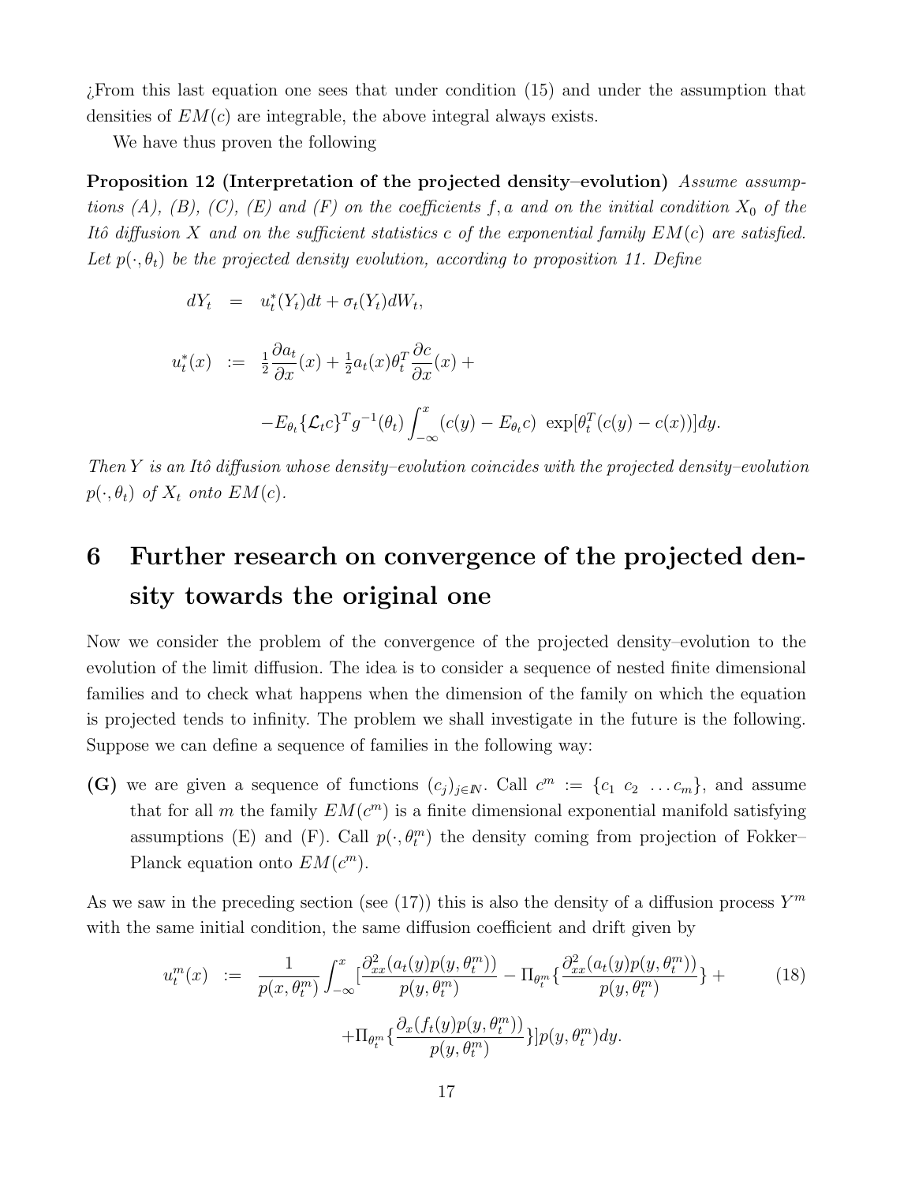¿From this last equation one sees that under condition (15) and under the assumption that densities of $EM(c)$ are integrable, the above integral always exists.

We have thus proven the following

**Proposition 12 (Interpretation of the projected density–evolution)** *Assume assumptions (A), (B), (C), (E) and (F) on the coefficients $f, a$ and on the initial condition $X_0$ of the Itô diffusion $X$ and on the sufficient statistics $c$ of the exponential family $EM(c)$ are satisfied. Let $p(\cdot, \theta_t)$ be the projected density evolution, according to proposition 11. Define*

$$
\begin{aligned}
dY_t &= u_t^*(Y_t)dt + \sigma_t(Y_t)dW_t, \\
u_t^*(x) &:= \tfrac{1}{2}\frac{\partial a_t}{\partial x}(x) + \tfrac{1}{2}a_t(x)\theta_t^T \frac{\partial c}{\partial x}(x) + \\
&\quad - E_{\theta_t}\{\mathcal{L}_t c\}^T g^{-1}(\theta_t) \int_{-\infty}^{x} (c(y) - E_{\theta_t} c) \ \exp[\theta_t^T(c(y) - c(x))]dy.
\end{aligned}
$$

*Then $Y$ is an Itô diffusion whose density–evolution coincides with the projected density–evolution $p(\cdot, \theta_t)$ of $X_t$ onto $EM(c)$.*

# 6 Further research on convergence of the projected density towards the original one

Now we consider the problem of the convergence of the projected density–evolution to the evolution of the limit diffusion. The idea is to consider a sequence of nested finite dimensional families and to check what happens when the dimension of the family on which the equation is projected tends to infinity. The problem we shall investigate in the future is the following. Suppose we can define a sequence of families in the following way:

**(G)** we are given a sequence of functions $(c_j)_{j \in \mathbb{N}}$. Call $c^m := \{c_1 \ c_2 \ \dots c_m\}$, and assume that for all $m$ the family $EM(c^m)$ is a finite dimensional exponential manifold satisfying assumptions (E) and (F). Call $p(\cdot, \theta_t^m)$ the density coming from projection of Fokker–Planck equation onto $EM(c^m)$.

As we saw in the preceding section (see (17)) this is also the density of a diffusion process $Y^m$ with the same initial condition, the same diffusion coefficient and drift given by

$$
\begin{aligned}
u_t^m(x) &:= \frac{1}{p(x, \theta_t^m)} \int_{-\infty}^{x} [\frac{\partial_{xx}^2(a_t(y)p(y, \theta_t^m))}{p(y, \theta_t^m)} - \Pi_{\theta_t^m}\{\frac{\partial_{xx}^2(a_t(y)p(y, \theta_t^m))}{p(y, \theta_t^m)}\} + \\
&\quad + \Pi_{\theta_t^m}\{\frac{\partial_x(f_t(y)p(y, \theta_t^m))}{p(y, \theta_t^m)}\}]p(y, \theta_t^m)dy.
\end{aligned}
\tag{18}
$$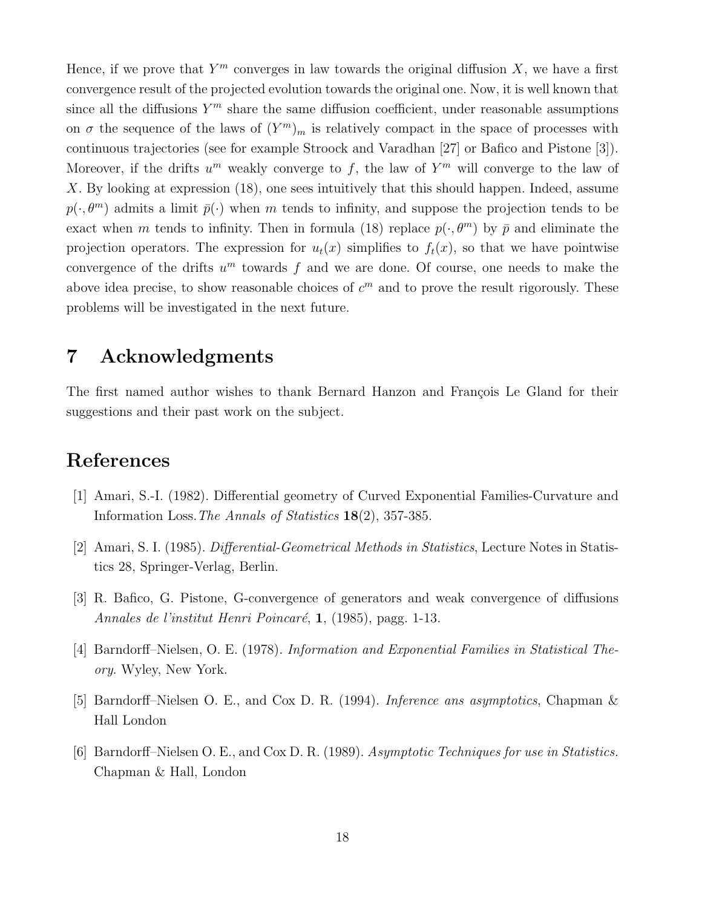Hence, if we prove that $Y^m$ converges in law towards the original diffusion $X$, we have a first convergence result of the projected evolution towards the original one. Now, it is well known that since all the diffusions $Y^m$ share the same diffusion coefficient, under reasonable assumptions on $\sigma$ the sequence of the laws of $(Y^m)_m$ is relatively compact in the space of processes with continuous trajectories (see for example Stroock and Varadhan [27] or Bafico and Pistone [3]). Moreover, if the drifts $u^m$ weakly converge to $f$, the law of $Y^m$ will converge to the law of $X$. By looking at expression (18), one sees intuitively that this should happen. Indeed, assume $p(\cdot, \theta^m)$ admits a limit $\bar{p}(\cdot)$ when $m$ tends to infinity, and suppose the projection tends to be exact when $m$ tends to infinity. Then in formula (18) replace $p(\cdot, \theta^m)$ by $\bar{p}$ and eliminate the projection operators. The expression for $u_t(x)$ simplifies to $f_t(x)$, so that we have pointwise convergence of the drifts $u^m$ towards $f$ and we are done. Of course, one needs to make the above idea precise, to show reasonable choices of $c^m$ and to prove the result rigorously. These problems will be investigated in the next future.

# 7 Acknowledgments

The first named author wishes to thank Bernard Hanzon and François Le Gland for their suggestions and their past work on the subject.

# References

[1] Amari, S.-I. (1982). Differential geometry of Curved Exponential Families-Curvature and Information Loss. *The Annals of Statistics* **18**(2), 357-385.

[2] Amari, S. I. (1985). *Differential-Geometrical Methods in Statistics*, Lecture Notes in Statistics 28, Springer-Verlag, Berlin.

[3] R. Bafico, G. Pistone, G-convergence of generators and weak convergence of diffusions *Annales de l'institut Henri Poincaré*, **1**, (1985), pagg. 1-13.

[4] Barndorff–Nielsen, O. E. (1978). *Information and Exponential Families in Statistical Theory*. Wyley, New York.

[5] Barndorff–Nielsen O. E., and Cox D. R. (1994). *Inference ans asymptotics*, Chapman & Hall London

[6] Barndorff–Nielsen O. E., and Cox D. R. (1989). *Asymptotic Techniques for use in Statistics.* Chapman & Hall, London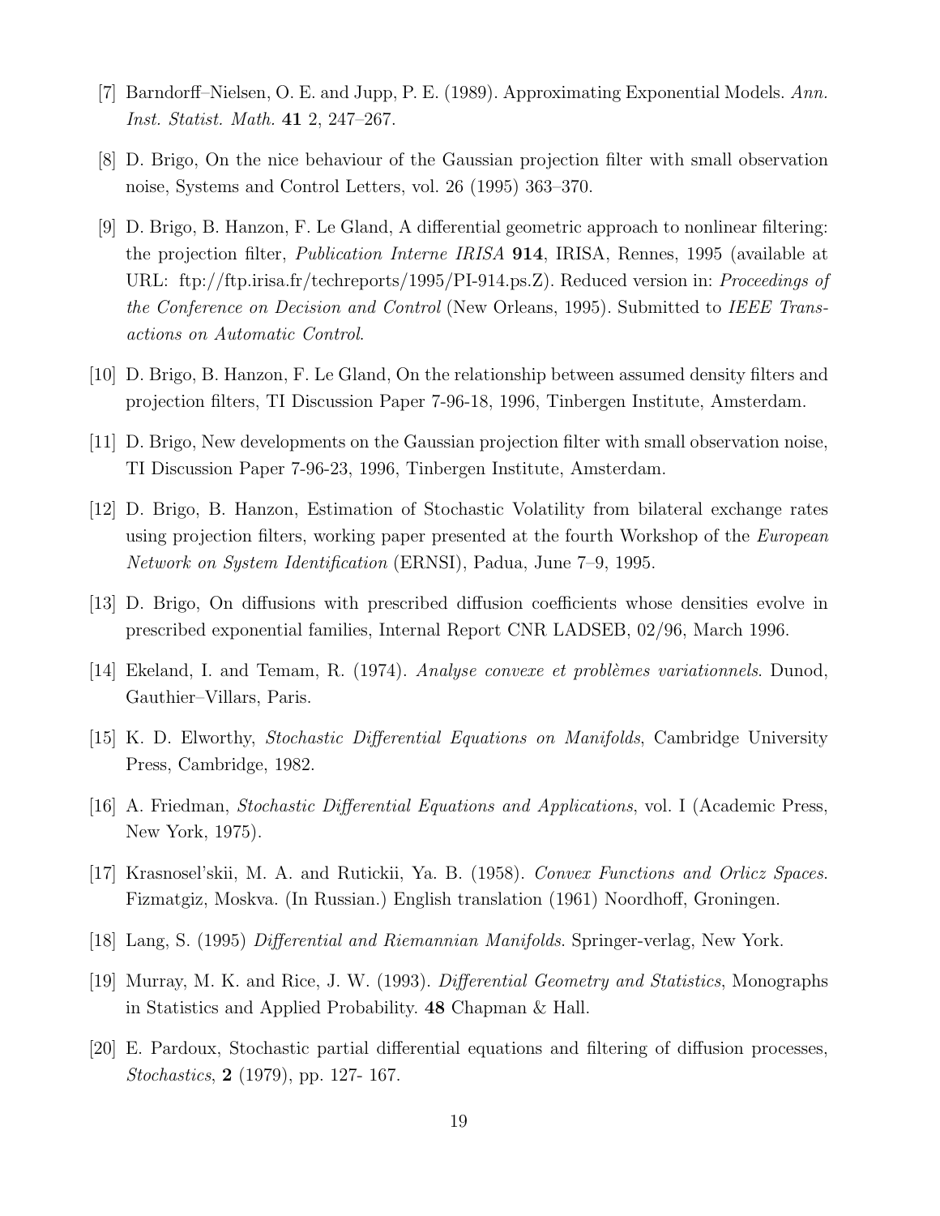[7] Barndorff–Nielsen, O. E. and Jupp, P. E. (1989). Approximating Exponential Models. *Ann. Inst. Statist. Math.* **41** 2, 247–267.

[8] D. Brigo, On the nice behaviour of the Gaussian projection filter with small observation noise, Systems and Control Letters, vol. 26 (1995) 363–370.

[9] D. Brigo, B. Hanzon, F. Le Gland, A differential geometric approach to nonlinear filtering: the projection filter, *Publication Interne IRISA* **914**, IRISA, Rennes, 1995 (available at URL: ftp://ftp.irisa.fr/techreports/1995/PI-914.ps.Z). Reduced version in: *Proceedings of the Conference on Decision and Control* (New Orleans, 1995). Submitted to *IEEE Transactions on Automatic Control*.

[10] D. Brigo, B. Hanzon, F. Le Gland, On the relationship between assumed density filters and projection filters, TI Discussion Paper 7-96-18, 1996, Tinbergen Institute, Amsterdam.

[11] D. Brigo, New developments on the Gaussian projection filter with small observation noise, TI Discussion Paper 7-96-23, 1996, Tinbergen Institute, Amsterdam.

[12] D. Brigo, B. Hanzon, Estimation of Stochastic Volatility from bilateral exchange rates using projection filters, working paper presented at the fourth Workshop of the *European Network on System Identification* (ERNSI), Padua, June 7–9, 1995.

[13] D. Brigo, On diffusions with prescribed diffusion coefficients whose densities evolve in prescribed exponential families, Internal Report CNR LADSEB, 02/96, March 1996.

[14] Ekeland, I. and Temam, R. (1974). *Analyse convexe et problèmes variationnels*. Dunod, Gauthier–Villars, Paris.

[15] K. D. Elworthy, *Stochastic Differential Equations on Manifolds*, Cambridge University Press, Cambridge, 1982.

[16] A. Friedman, *Stochastic Differential Equations and Applications*, vol. I (Academic Press, New York, 1975).

[17] Krasnosel'skii, M. A. and Rutickii, Ya. B. (1958). *Convex Functions and Orlicz Spaces*. Fizmatgiz, Moskva. (In Russian.) English translation (1961) Noordhoff, Groningen.

[18] Lang, S. (1995) *Differential and Riemannian Manifolds*. Springer-verlag, New York.

[19] Murray, M. K. and Rice, J. W. (1993). *Differential Geometry and Statistics*, Monographs in Statistics and Applied Probability. **48** Chapman & Hall.

[20] E. Pardoux, Stochastic partial differential equations and filtering of diffusion processes, *Stochastics*, **2** (1979), pp. 127- 167.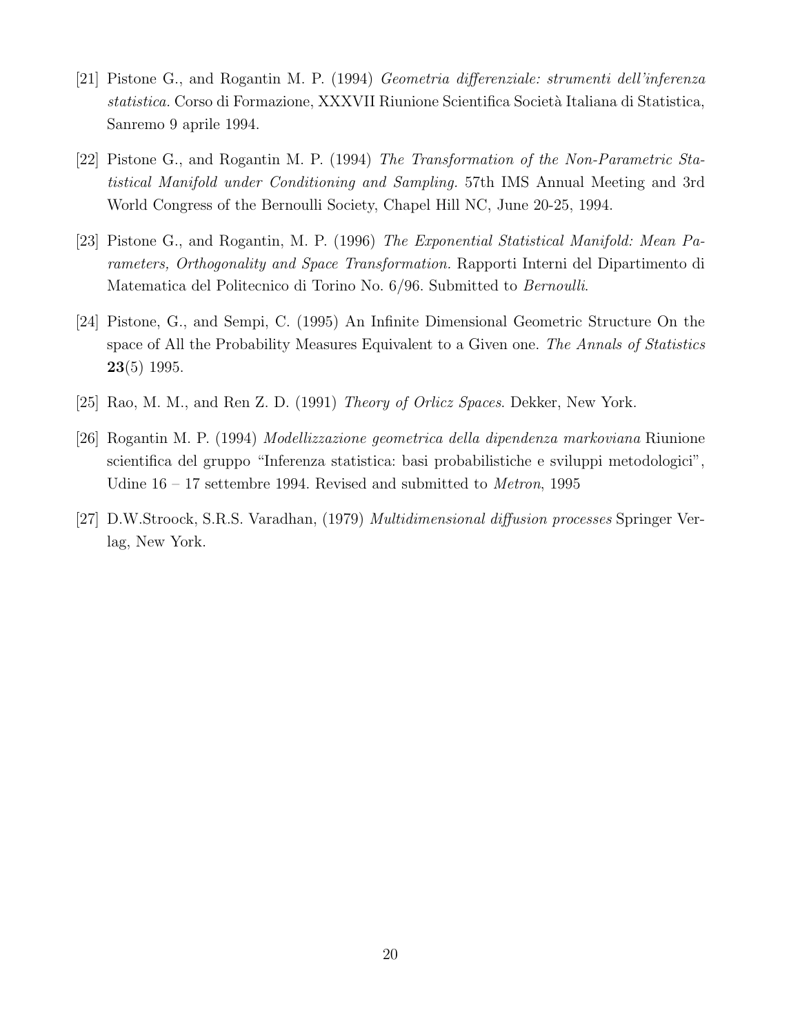[21] Pistone G., and Rogantin M. P. (1994) *Geometria differenziale: strumenti dell'inferenza statistica.* Corso di Formazione, XXXVII Riunione Scientifica Società Italiana di Statistica, Sanremo 9 aprile 1994.

[22] Pistone G., and Rogantin M. P. (1994) *The Transformation of the Non-Parametric Statistical Manifold under Conditioning and Sampling.* 57th IMS Annual Meeting and 3rd World Congress of the Bernoulli Society, Chapel Hill NC, June 20-25, 1994.

[23] Pistone G., and Rogantin, M. P. (1996) *The Exponential Statistical Manifold: Mean Parameters, Orthogonality and Space Transformation.* Rapporti Interni del Dipartimento di Matematica del Politecnico di Torino No. 6/96. Submitted to *Bernoulli*.

[24] Pistone, G., and Sempi, C. (1995) An Infinite Dimensional Geometric Structure On the space of All the Probability Measures Equivalent to a Given one. *The Annals of Statistics* **23**(5) 1995.

[25] Rao, M. M., and Ren Z. D. (1991) *Theory of Orlicz Spaces*. Dekker, New York.

[26] Rogantin M. P. (1994) *Modellizzazione geometrica della dipendenza markoviana* Riunione scientifica del gruppo "Inferenza statistica: basi probabilistiche e sviluppi metodologici", Udine 16 – 17 settembre 1994. Revised and submitted to *Metron*, 1995

[27] D.W.Stroock, S.R.S. Varadhan, (1979) *Multidimensional diffusion processes* Springer Verlag, New York.